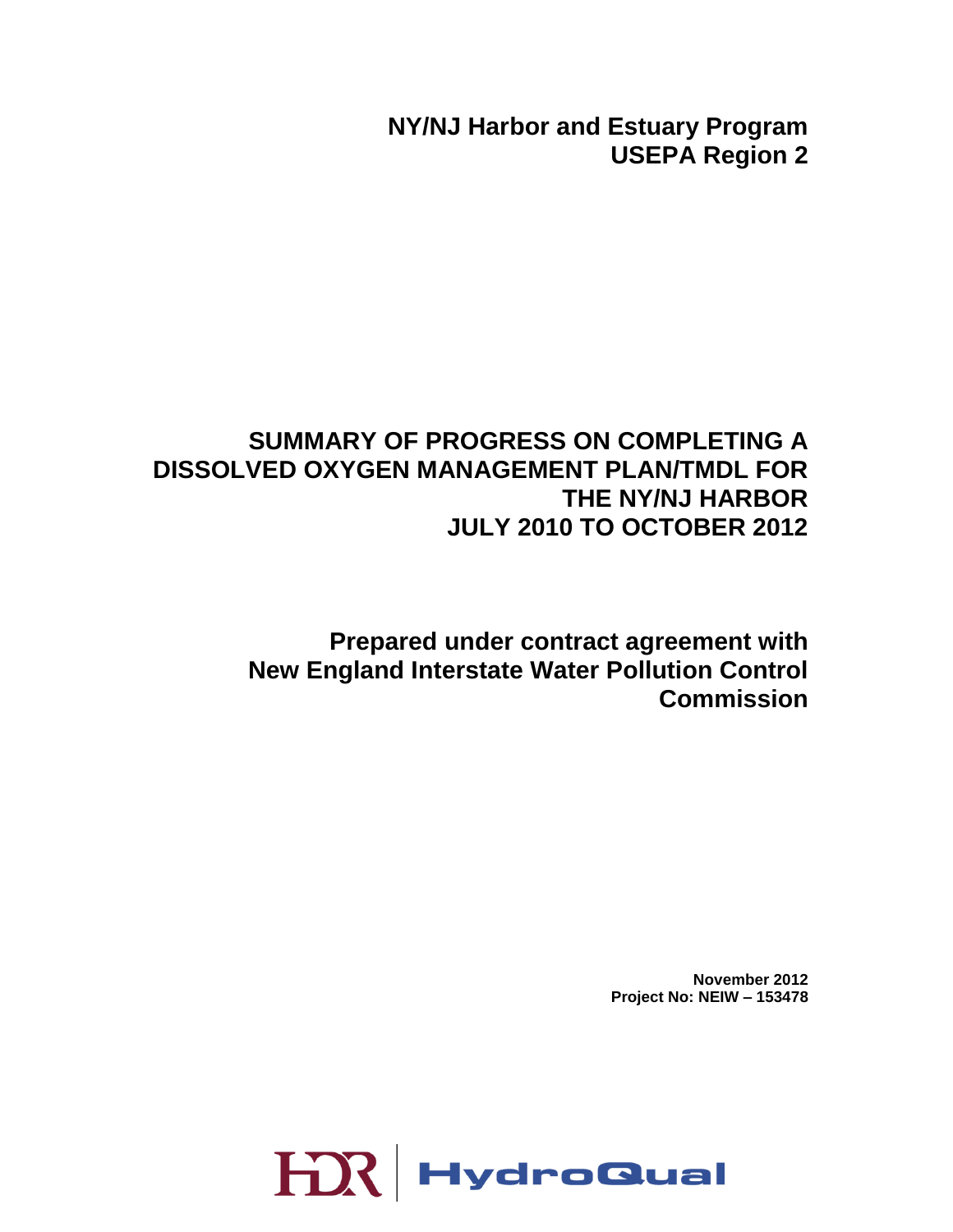**NY/NJ Harbor and Estuary Program**
**USEPA Region 2**

# SUMMARY OF PROGRESS ON COMPLETING A DISSOLVED OXYGEN MANAGEMENT PLAN/TMDL FOR THE NY/NJ HARBOR JULY 2010 TO OCTOBER 2012

**Prepared under contract agreement with New England Interstate Water Pollution Control Commission**

**November 2012**
**Project No: NEIW – 153478**

HDR | HydroQual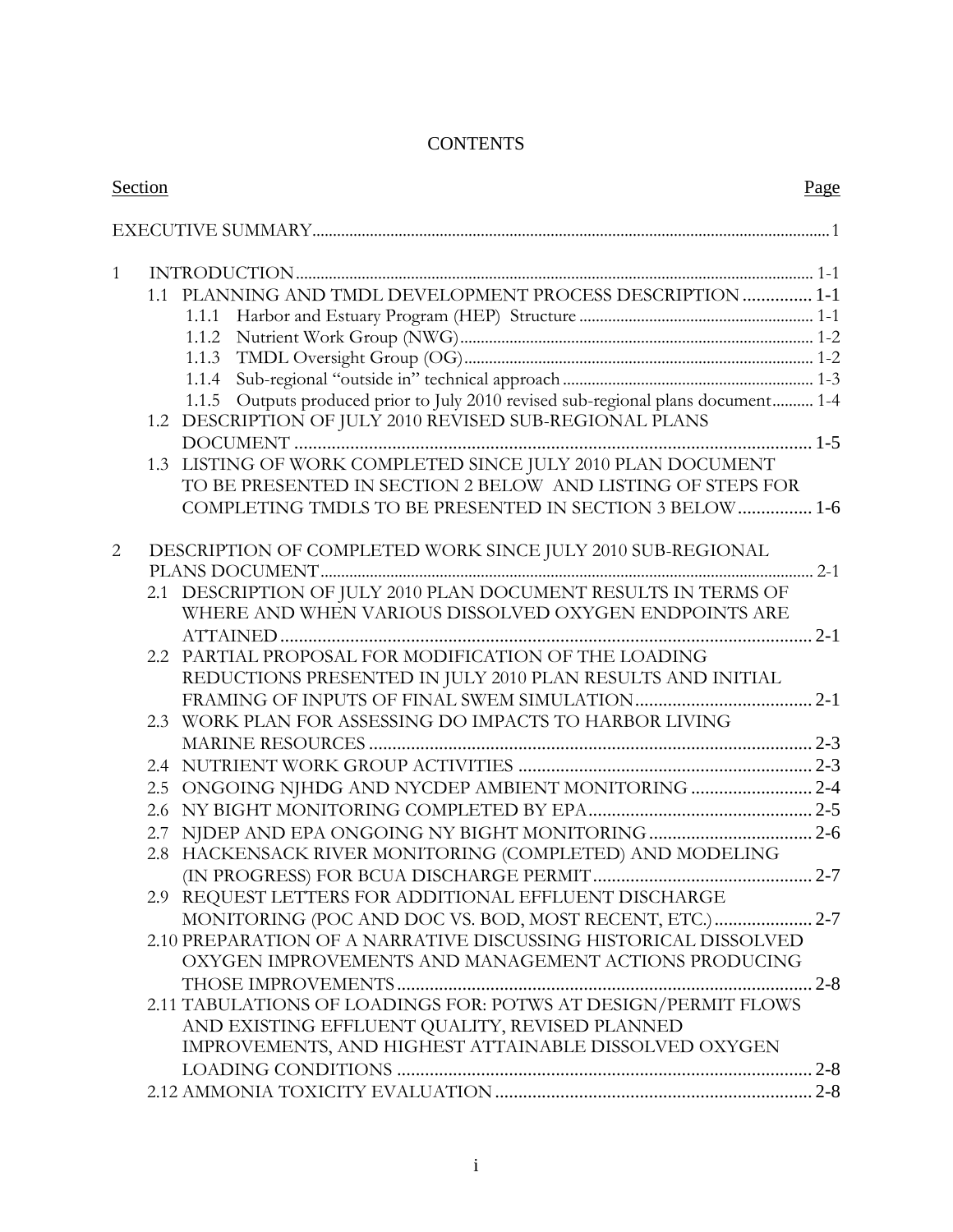# CONTENTS

| Section | Page |
|---|---|
| EXECUTIVE SUMMARY | 1 |
| 1 INTRODUCTION | 1-1 |
| 1.1 PLANNING AND TMDL DEVELOPMENT PROCESS DESCRIPTION | 1-1 |
| 1.1.1 Harbor and Estuary Program (HEP) Structure | 1-1 |
| 1.1.2 Nutrient Work Group (NWG) | 1-2 |
| 1.1.3 TMDL Oversight Group (OG) | 1-2 |
| 1.1.4 Sub-regional "outside in" technical approach | 1-3 |
| 1.1.5 Outputs produced prior to July 2010 revised sub-regional plans document | 1-4 |
| 1.2 DESCRIPTION OF JULY 2010 REVISED SUB-REGIONAL PLANS DOCUMENT | 1-5 |
| 1.3 LISTING OF WORK COMPLETED SINCE JULY 2010 PLAN DOCUMENT TO BE PRESENTED IN SECTION 2 BELOW AND LISTING OF STEPS FOR COMPLETING TMDLS TO BE PRESENTED IN SECTION 3 BELOW | 1-6 |
| 2 DESCRIPTION OF COMPLETED WORK SINCE JULY 2010 SUB-REGIONAL PLANS DOCUMENT | 2-1 |
| 2.1 DESCRIPTION OF JULY 2010 PLAN DOCUMENT RESULTS IN TERMS OF WHERE AND WHEN VARIOUS DISSOLVED OXYGEN ENDPOINTS ARE ATTAINED | 2-1 |
| 2.2 PARTIAL PROPOSAL FOR MODIFICATION OF THE LOADING REDUCTIONS PRESENTED IN JULY 2010 PLAN RESULTS AND INITIAL FRAMING OF INPUTS OF FINAL SWEM SIMULATION | 2-1 |
| 2.3 WORK PLAN FOR ASSESSING DO IMPACTS TO HARBOR LIVING MARINE RESOURCES | 2-3 |
| 2.4 NUTRIENT WORK GROUP ACTIVITIES | 2-3 |
| 2.5 ONGOING NJHDG AND NYCDEP AMBIENT MONITORING | 2-4 |
| 2.6 NY BIGHT MONITORING COMPLETED BY EPA | 2-5 |
| 2.7 NJDEP AND EPA ONGOING NY BIGHT MONITORING | 2-6 |
| 2.8 HACKENSACK RIVER MONITORING (COMPLETED) AND MODELING (IN PROGRESS) FOR BCUA DISCHARGE PERMIT | 2-7 |
| 2.9 REQUEST LETTERS FOR ADDITIONAL EFFLUENT DISCHARGE MONITORING (POC AND DOC VS. BOD, MOST RECENT, ETC.) | 2-7 |
| 2.10 PREPARATION OF A NARRATIVE DISCUSSING HISTORICAL DISSOLVED OXYGEN IMPROVEMENTS AND MANAGEMENT ACTIONS PRODUCING THOSE IMPROVEMENTS | 2-8 |
| 2.11 TABULATIONS OF LOADINGS FOR: POTWS AT DESIGN/PERMIT FLOWS AND EXISTING EFFLUENT QUALITY, REVISED PLANNED IMPROVEMENTS, AND HIGHEST ATTAINABLE DISSOLVED OXYGEN LOADING CONDITIONS | 2-8 |
| 2.12 AMMONIA TOXICITY EVALUATION | 2-8 |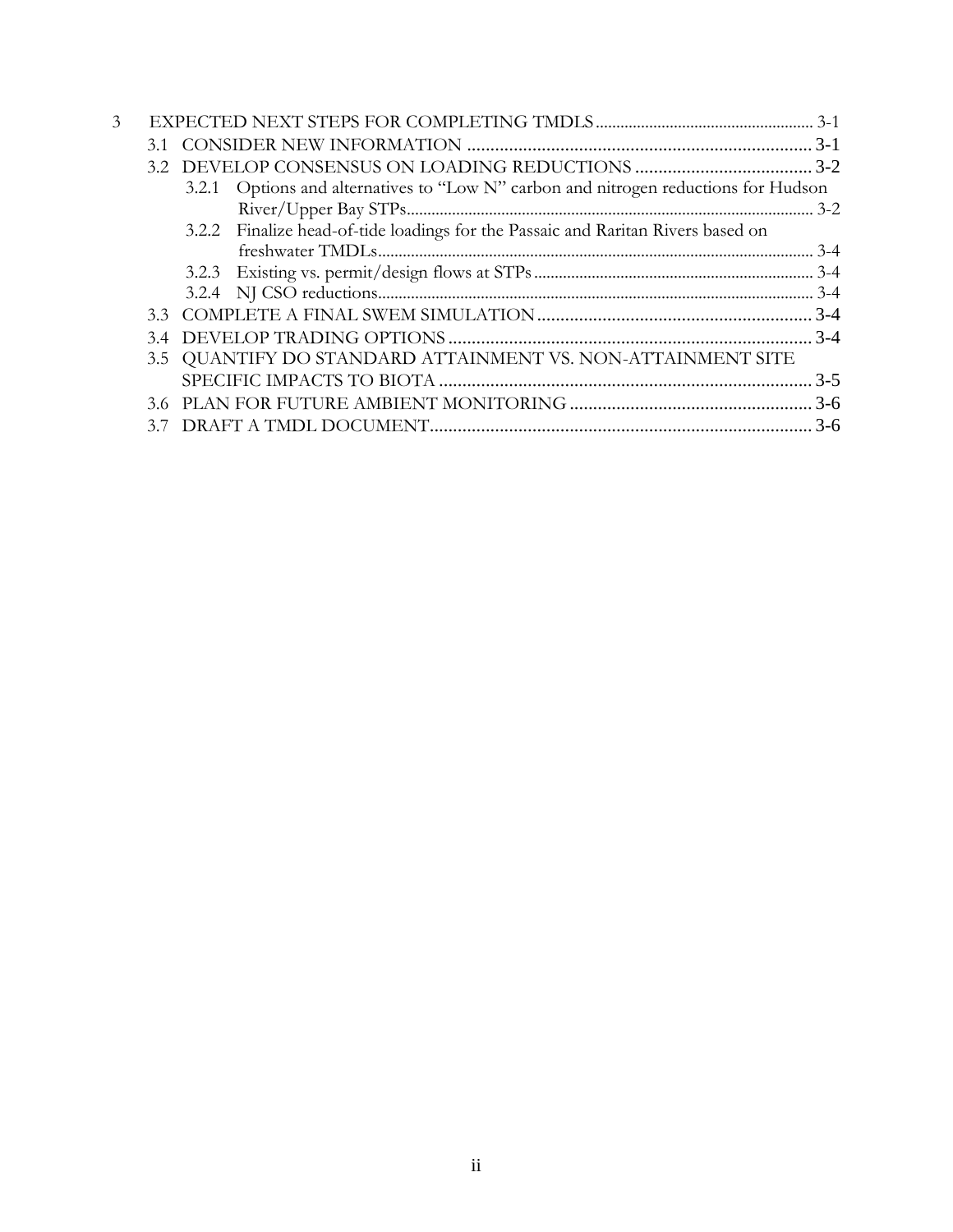3 EXPECTED NEXT STEPS FOR COMPLETING TMDLS ........ 3-1

- 3.1 CONSIDER NEW INFORMATION ........ 3-1
- 3.2 DEVELOP CONSENSUS ON LOADING REDUCTIONS ........ 3-2
  - 3.2.1 Options and alternatives to "Low N" carbon and nitrogen reductions for Hudson River/Upper Bay STPs ........ 3-2
  - 3.2.2 Finalize head-of-tide loadings for the Passaic and Raritan Rivers based on freshwater TMDLs ........ 3-4
  - 3.2.3 Existing vs. permit/design flows at STPs ........ 3-4
  - 3.2.4 NJ CSO reductions ........ 3-4
- 3.3 COMPLETE A FINAL SWEM SIMULATION ........ 3-4
- 3.4 DEVELOP TRADING OPTIONS ........ 3-4
- 3.5 QUANTIFY DO STANDARD ATTAINMENT VS. NON-ATTAINMENT SITE SPECIFIC IMPACTS TO BIOTA ........ 3-5
- 3.6 PLAN FOR FUTURE AMBIENT MONITORING ........ 3-6
- 3.7 DRAFT A TMDL DOCUMENT ........ 3-6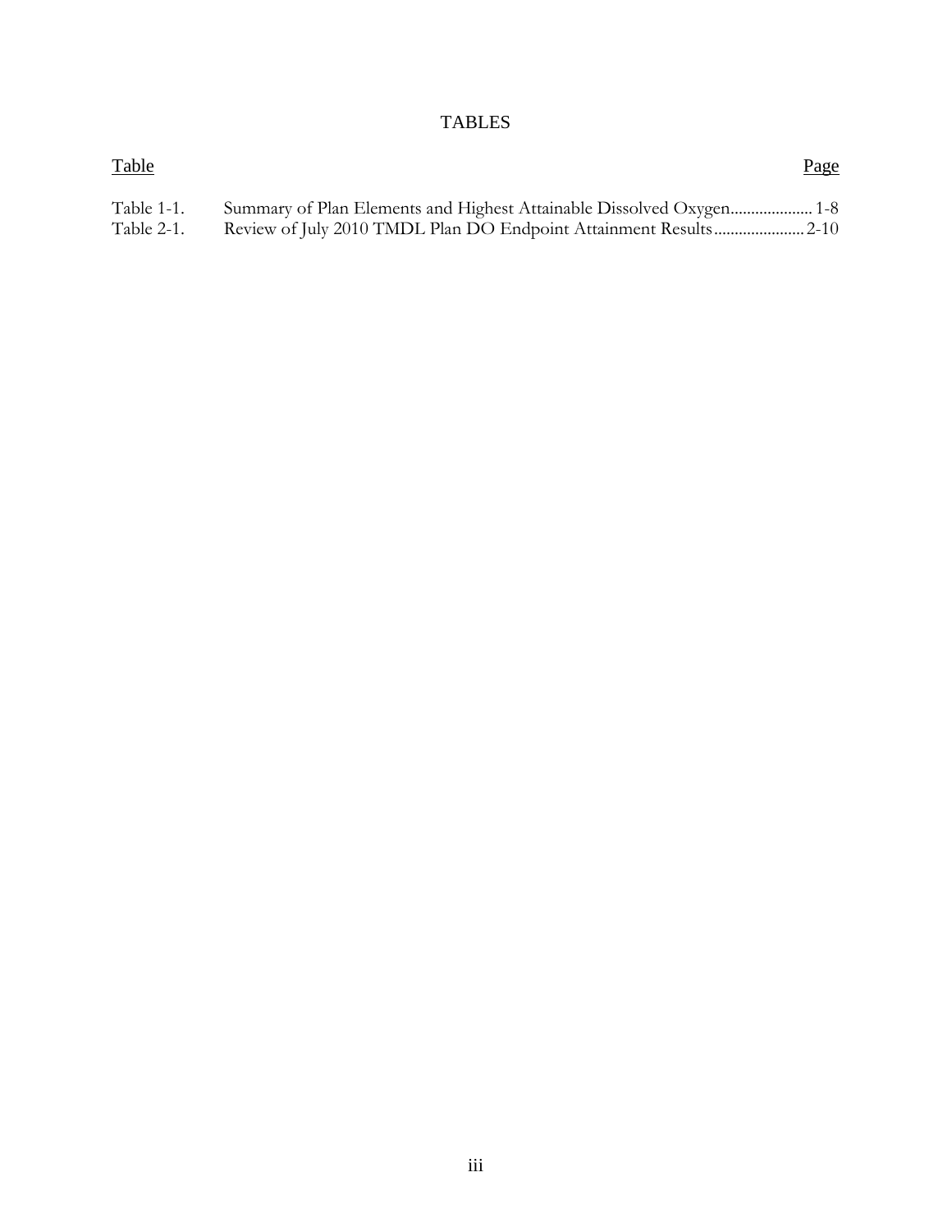# TABLES

| Table | | Page |
|---|---|---|
| Table 1-1. | Summary of Plan Elements and Highest Attainable Dissolved Oxygen | 1-8 |
| Table 2-1. | Review of July 2010 TMDL Plan DO Endpoint Attainment Results | 2-10 |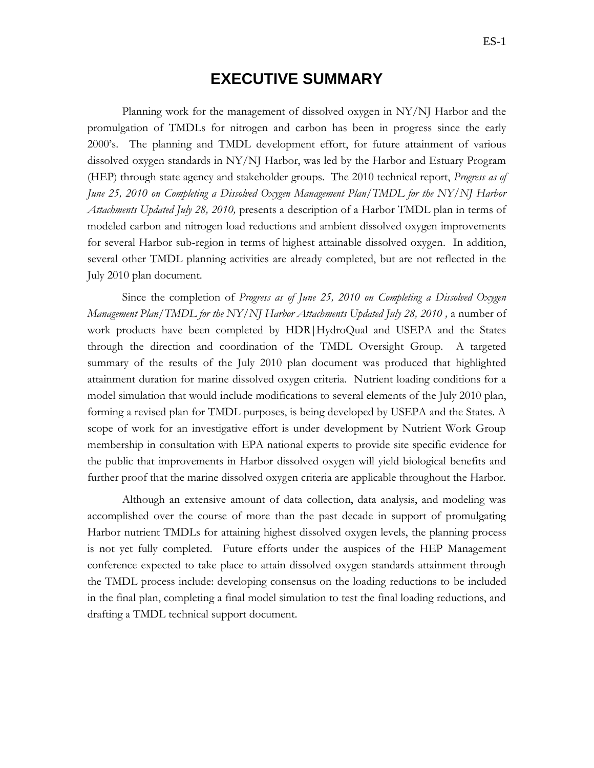# EXECUTIVE SUMMARY

Planning work for the management of dissolved oxygen in NY/NJ Harbor and the promulgation of TMDLs for nitrogen and carbon has been in progress since the early 2000's. The planning and TMDL development effort, for future attainment of various dissolved oxygen standards in NY/NJ Harbor, was led by the Harbor and Estuary Program (HEP) through state agency and stakeholder groups. The 2010 technical report, *Progress as of June 25, 2010 on Completing a Dissolved Oxygen Management Plan/TMDL for the NY/NJ Harbor Attachments Updated July 28, 2010,* presents a description of a Harbor TMDL plan in terms of modeled carbon and nitrogen load reductions and ambient dissolved oxygen improvements for several Harbor sub-region in terms of highest attainable dissolved oxygen. In addition, several other TMDL planning activities are already completed, but are not reflected in the July 2010 plan document.

Since the completion of *Progress as of June 25, 2010 on Completing a Dissolved Oxygen Management Plan/TMDL for the NY/NJ Harbor Attachments Updated July 28, 2010 ,* a number of work products have been completed by HDR|HydroQual and USEPA and the States through the direction and coordination of the TMDL Oversight Group. A targeted summary of the results of the July 2010 plan document was produced that highlighted attainment duration for marine dissolved oxygen criteria. Nutrient loading conditions for a model simulation that would include modifications to several elements of the July 2010 plan, forming a revised plan for TMDL purposes, is being developed by USEPA and the States. A scope of work for an investigative effort is under development by Nutrient Work Group membership in consultation with EPA national experts to provide site specific evidence for the public that improvements in Harbor dissolved oxygen will yield biological benefits and further proof that the marine dissolved oxygen criteria are applicable throughout the Harbor.

Although an extensive amount of data collection, data analysis, and modeling was accomplished over the course of more than the past decade in support of promulgating Harbor nutrient TMDLs for attaining highest dissolved oxygen levels, the planning process is not yet fully completed. Future efforts under the auspices of the HEP Management conference expected to take place to attain dissolved oxygen standards attainment through the TMDL process include: developing consensus on the loading reductions to be included in the final plan, completing a final model simulation to test the final loading reductions, and drafting a TMDL technical support document.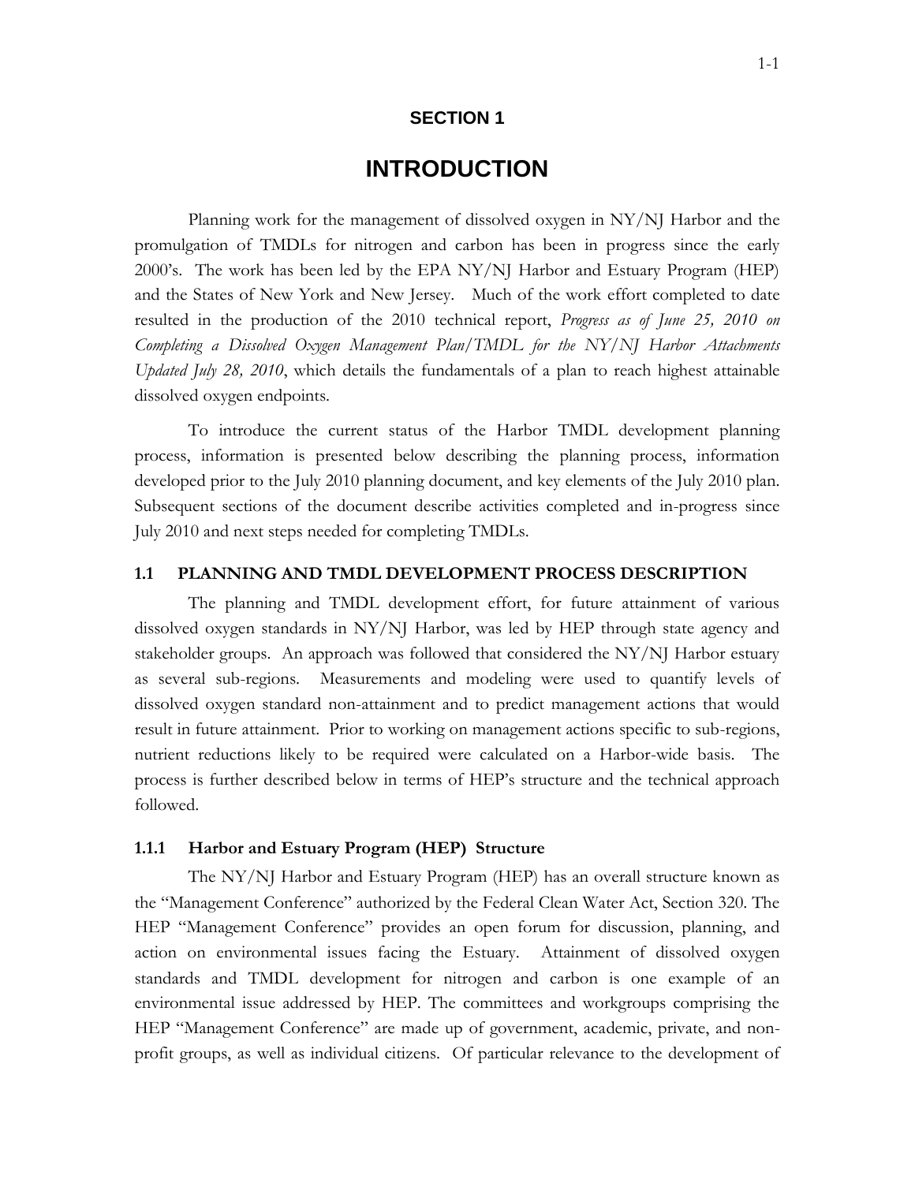# SECTION 1

# INTRODUCTION

Planning work for the management of dissolved oxygen in NY/NJ Harbor and the promulgation of TMDLs for nitrogen and carbon has been in progress since the early 2000's. The work has been led by the EPA NY/NJ Harbor and Estuary Program (HEP) and the States of New York and New Jersey. Much of the work effort completed to date resulted in the production of the 2010 technical report, *Progress as of June 25, 2010 on Completing a Dissolved Oxygen Management Plan/TMDL for the NY/NJ Harbor Attachments Updated July 28, 2010*, which details the fundamentals of a plan to reach highest attainable dissolved oxygen endpoints.

To introduce the current status of the Harbor TMDL development planning process, information is presented below describing the planning process, information developed prior to the July 2010 planning document, and key elements of the July 2010 plan. Subsequent sections of the document describe activities completed and in-progress since July 2010 and next steps needed for completing TMDLs.

## 1.1 PLANNING AND TMDL DEVELOPMENT PROCESS DESCRIPTION

The planning and TMDL development effort, for future attainment of various dissolved oxygen standards in NY/NJ Harbor, was led by HEP through state agency and stakeholder groups. An approach was followed that considered the NY/NJ Harbor estuary as several sub-regions. Measurements and modeling were used to quantify levels of dissolved oxygen standard non-attainment and to predict management actions that would result in future attainment. Prior to working on management actions specific to sub-regions, nutrient reductions likely to be required were calculated on a Harbor-wide basis. The process is further described below in terms of HEP's structure and the technical approach followed.

### 1.1.1 Harbor and Estuary Program (HEP) Structure

The NY/NJ Harbor and Estuary Program (HEP) has an overall structure known as the "Management Conference" authorized by the Federal Clean Water Act, Section 320. The HEP "Management Conference" provides an open forum for discussion, planning, and action on environmental issues facing the Estuary. Attainment of dissolved oxygen standards and TMDL development for nitrogen and carbon is one example of an environmental issue addressed by HEP. The committees and workgroups comprising the HEP "Management Conference" are made up of government, academic, private, and non-profit groups, as well as individual citizens. Of particular relevance to the development of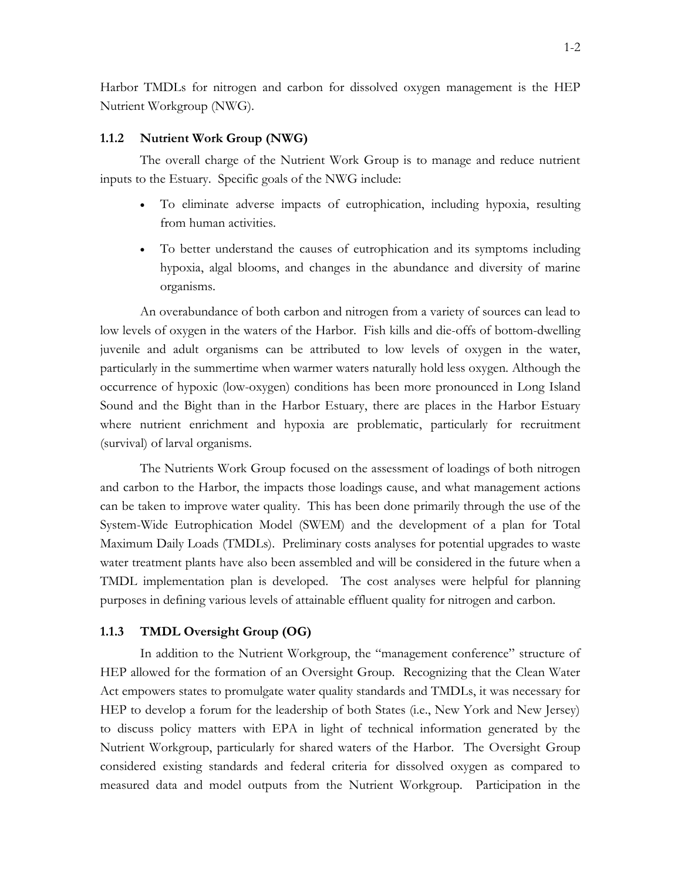Harbor TMDLs for nitrogen and carbon for dissolved oxygen management is the HEP Nutrient Workgroup (NWG).

### 1.1.2 Nutrient Work Group (NWG)

The overall charge of the Nutrient Work Group is to manage and reduce nutrient inputs to the Estuary. Specific goals of the NWG include:

- To eliminate adverse impacts of eutrophication, including hypoxia, resulting from human activities.
- To better understand the causes of eutrophication and its symptoms including hypoxia, algal blooms, and changes in the abundance and diversity of marine organisms.

An overabundance of both carbon and nitrogen from a variety of sources can lead to low levels of oxygen in the waters of the Harbor. Fish kills and die-offs of bottom-dwelling juvenile and adult organisms can be attributed to low levels of oxygen in the water, particularly in the summertime when warmer waters naturally hold less oxygen. Although the occurrence of hypoxic (low-oxygen) conditions has been more pronounced in Long Island Sound and the Bight than in the Harbor Estuary, there are places in the Harbor Estuary where nutrient enrichment and hypoxia are problematic, particularly for recruitment (survival) of larval organisms.

The Nutrients Work Group focused on the assessment of loadings of both nitrogen and carbon to the Harbor, the impacts those loadings cause, and what management actions can be taken to improve water quality. This has been done primarily through the use of the System-Wide Eutrophication Model (SWEM) and the development of a plan for Total Maximum Daily Loads (TMDLs). Preliminary costs analyses for potential upgrades to waste water treatment plants have also been assembled and will be considered in the future when a TMDL implementation plan is developed. The cost analyses were helpful for planning purposes in defining various levels of attainable effluent quality for nitrogen and carbon.

### 1.1.3 TMDL Oversight Group (OG)

In addition to the Nutrient Workgroup, the "management conference" structure of HEP allowed for the formation of an Oversight Group. Recognizing that the Clean Water Act empowers states to promulgate water quality standards and TMDLs, it was necessary for HEP to develop a forum for the leadership of both States (i.e., New York and New Jersey) to discuss policy matters with EPA in light of technical information generated by the Nutrient Workgroup, particularly for shared waters of the Harbor. The Oversight Group considered existing standards and federal criteria for dissolved oxygen as compared to measured data and model outputs from the Nutrient Workgroup. Participation in the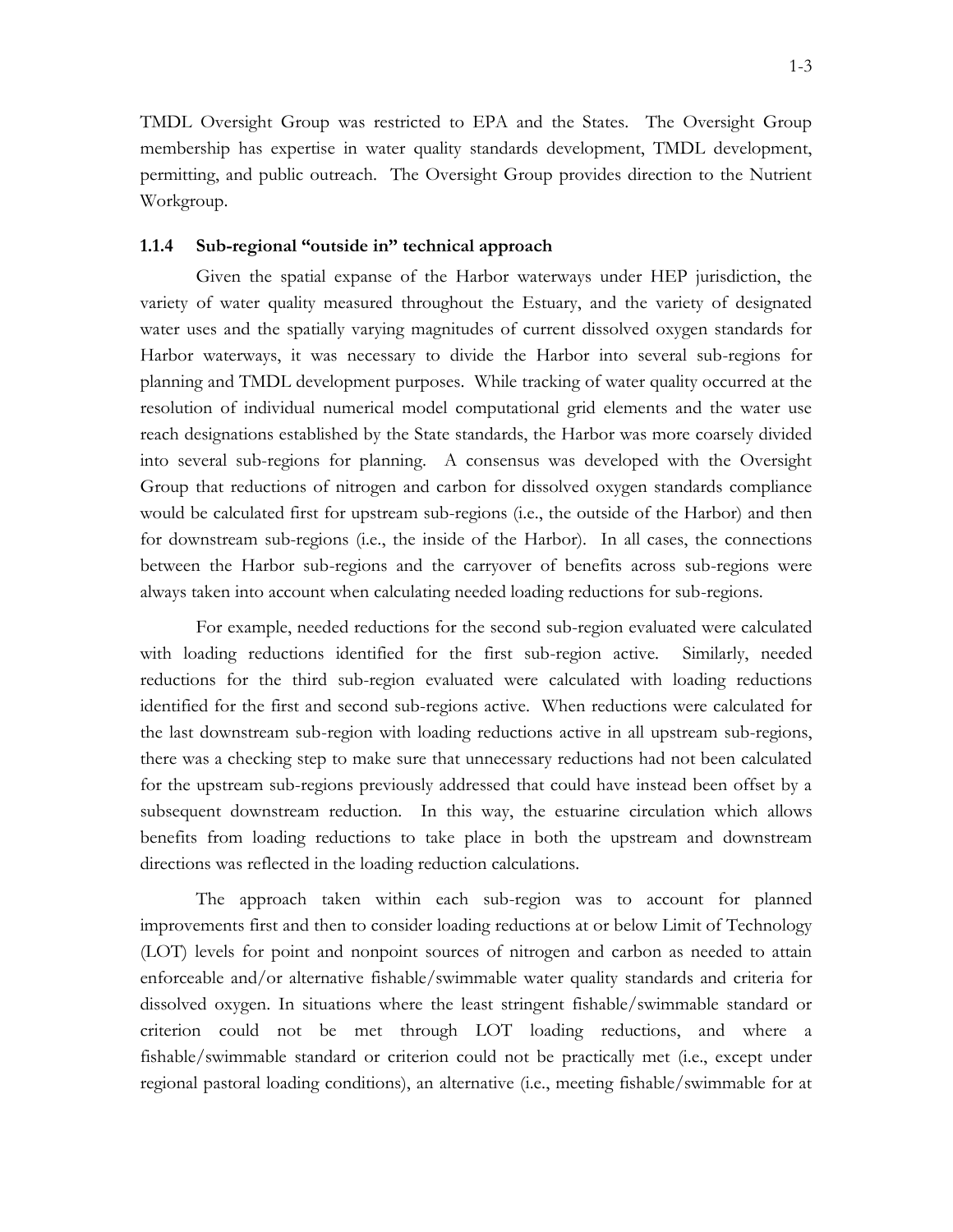TMDL Oversight Group was restricted to EPA and the States. The Oversight Group membership has expertise in water quality standards development, TMDL development, permitting, and public outreach. The Oversight Group provides direction to the Nutrient Workgroup.

### 1.1.4 Sub-regional "outside in" technical approach

Given the spatial expanse of the Harbor waterways under HEP jurisdiction, the variety of water quality measured throughout the Estuary, and the variety of designated water uses and the spatially varying magnitudes of current dissolved oxygen standards for Harbor waterways, it was necessary to divide the Harbor into several sub-regions for planning and TMDL development purposes. While tracking of water quality occurred at the resolution of individual numerical model computational grid elements and the water use reach designations established by the State standards, the Harbor was more coarsely divided into several sub-regions for planning. A consensus was developed with the Oversight Group that reductions of nitrogen and carbon for dissolved oxygen standards compliance would be calculated first for upstream sub-regions (i.e., the outside of the Harbor) and then for downstream sub-regions (i.e., the inside of the Harbor). In all cases, the connections between the Harbor sub-regions and the carryover of benefits across sub-regions were always taken into account when calculating needed loading reductions for sub-regions.

For example, needed reductions for the second sub-region evaluated were calculated with loading reductions identified for the first sub-region active. Similarly, needed reductions for the third sub-region evaluated were calculated with loading reductions identified for the first and second sub-regions active. When reductions were calculated for the last downstream sub-region with loading reductions active in all upstream sub-regions, there was a checking step to make sure that unnecessary reductions had not been calculated for the upstream sub-regions previously addressed that could have instead been offset by a subsequent downstream reduction. In this way, the estuarine circulation which allows benefits from loading reductions to take place in both the upstream and downstream directions was reflected in the loading reduction calculations.

The approach taken within each sub-region was to account for planned improvements first and then to consider loading reductions at or below Limit of Technology (LOT) levels for point and nonpoint sources of nitrogen and carbon as needed to attain enforceable and/or alternative fishable/swimmable water quality standards and criteria for dissolved oxygen. In situations where the least stringent fishable/swimmable standard or criterion could not be met through LOT loading reductions, and where a fishable/swimmable standard or criterion could not be practically met (i.e., except under regional pastoral loading conditions), an alternative (i.e., meeting fishable/swimmable for at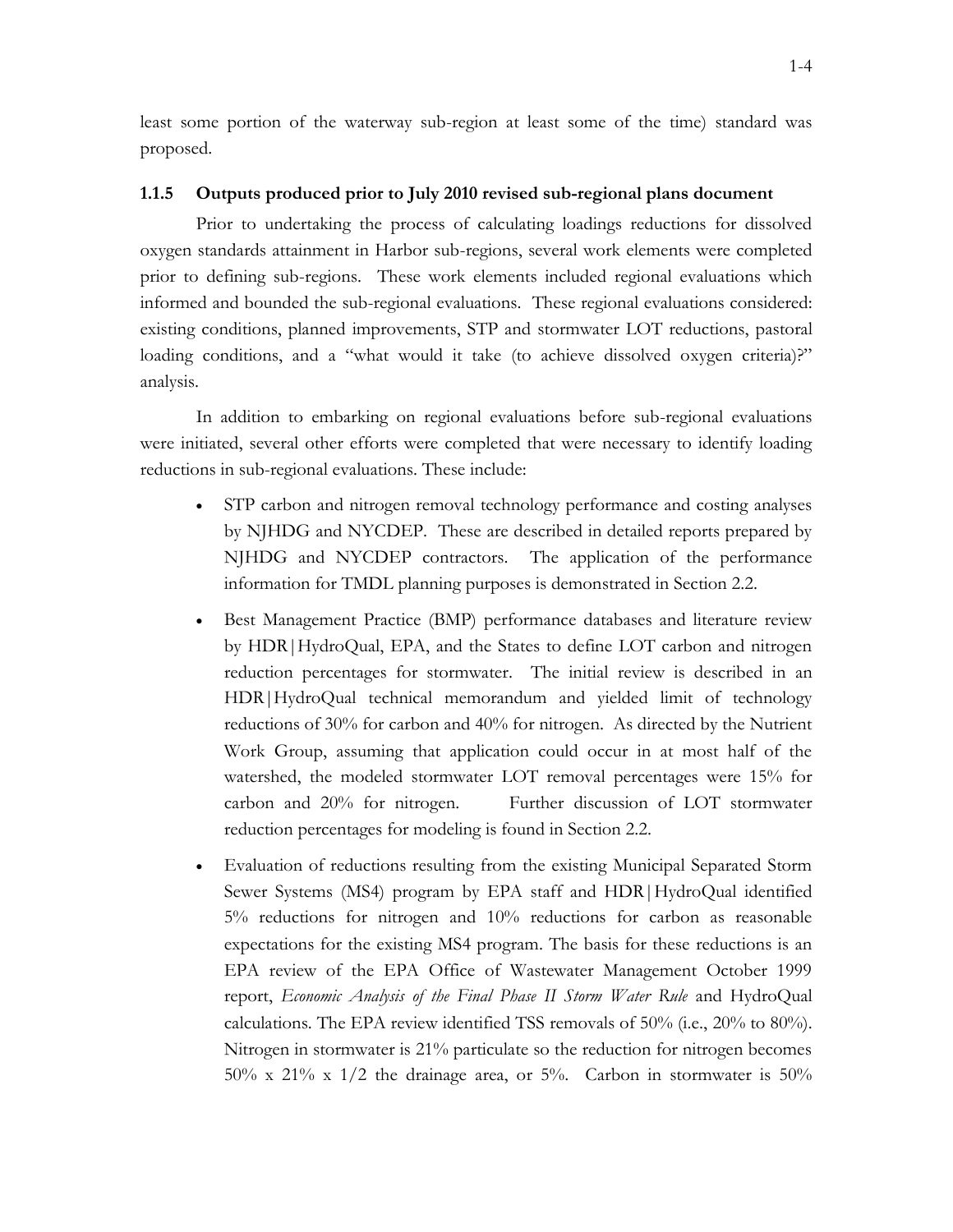least some portion of the waterway sub-region at least some of the time) standard was proposed.

### 1.1.5 Outputs produced prior to July 2010 revised sub-regional plans document

Prior to undertaking the process of calculating loadings reductions for dissolved oxygen standards attainment in Harbor sub-regions, several work elements were completed prior to defining sub-regions. These work elements included regional evaluations which informed and bounded the sub-regional evaluations. These regional evaluations considered: existing conditions, planned improvements, STP and stormwater LOT reductions, pastoral loading conditions, and a "what would it take (to achieve dissolved oxygen criteria)?" analysis.

In addition to embarking on regional evaluations before sub-regional evaluations were initiated, several other efforts were completed that were necessary to identify loading reductions in sub-regional evaluations. These include:

- STP carbon and nitrogen removal technology performance and costing analyses by NJHDG and NYCDEP. These are described in detailed reports prepared by NJHDG and NYCDEP contractors. The application of the performance information for TMDL planning purposes is demonstrated in Section 2.2.
- Best Management Practice (BMP) performance databases and literature review by HDR|HydroQual, EPA, and the States to define LOT carbon and nitrogen reduction percentages for stormwater. The initial review is described in an HDR|HydroQual technical memorandum and yielded limit of technology reductions of 30% for carbon and 40% for nitrogen. As directed by the Nutrient Work Group, assuming that application could occur in at most half of the watershed, the modeled stormwater LOT removal percentages were 15% for carbon and 20% for nitrogen. Further discussion of LOT stormwater reduction percentages for modeling is found in Section 2.2.
- Evaluation of reductions resulting from the existing Municipal Separated Storm Sewer Systems (MS4) program by EPA staff and HDR|HydroQual identified 5% reductions for nitrogen and 10% reductions for carbon as reasonable expectations for the existing MS4 program. The basis for these reductions is an EPA review of the EPA Office of Wastewater Management October 1999 report, *Economic Analysis of the Final Phase II Storm Water Rule* and HydroQual calculations. The EPA review identified TSS removals of 50% (i.e., 20% to 80%). Nitrogen in stormwater is 21% particulate so the reduction for nitrogen becomes 50% x 21% x 1/2 the drainage area, or 5%. Carbon in stormwater is 50%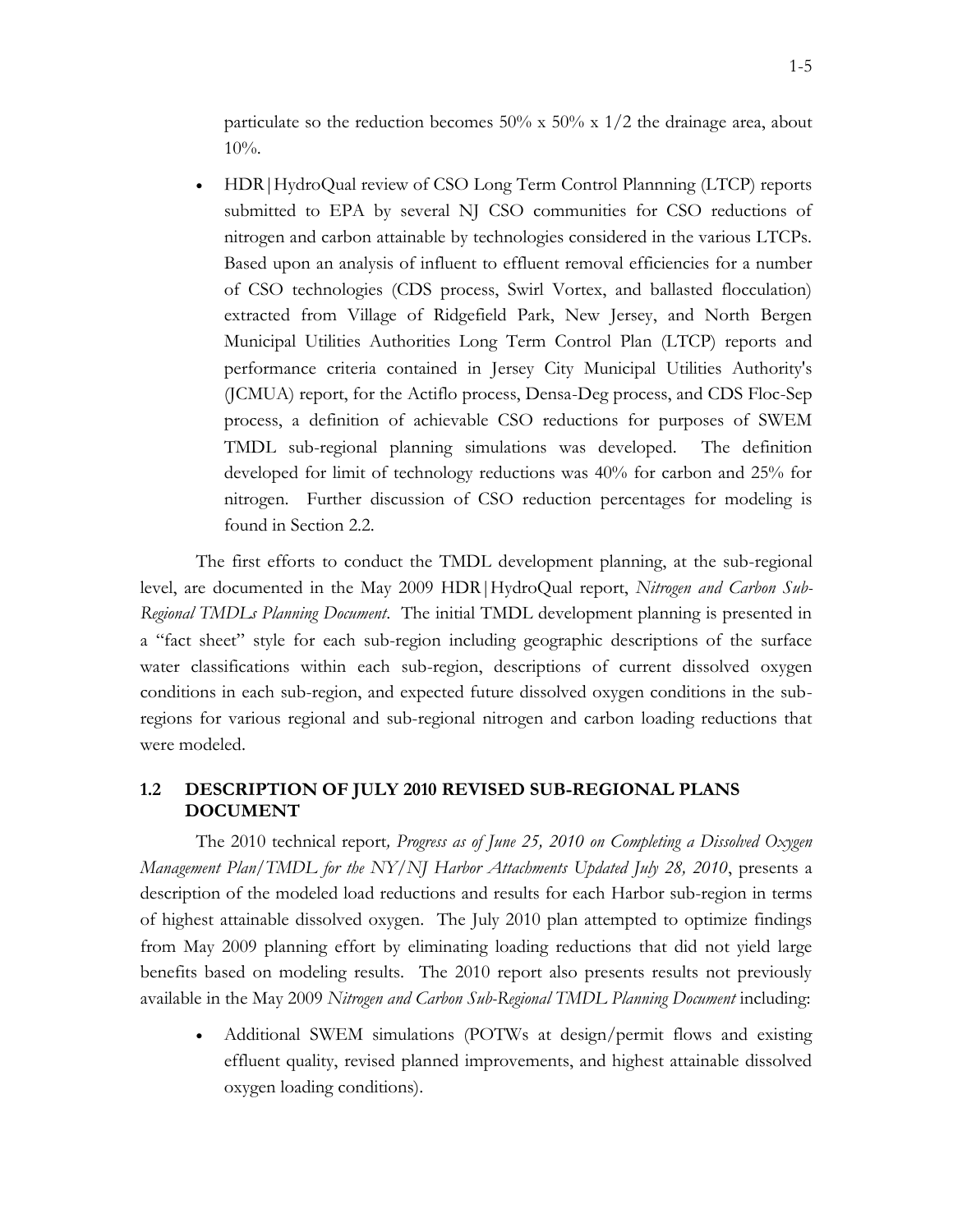particulate so the reduction becomes 50% x 50% x 1/2 the drainage area, about 10%.

- HDR|HydroQual review of CSO Long Term Control Plannning (LTCP) reports submitted to EPA by several NJ CSO communities for CSO reductions of nitrogen and carbon attainable by technologies considered in the various LTCPs. Based upon an analysis of influent to effluent removal efficiencies for a number of CSO technologies (CDS process, Swirl Vortex, and ballasted flocculation) extracted from Village of Ridgefield Park, New Jersey, and North Bergen Municipal Utilities Authorities Long Term Control Plan (LTCP) reports and performance criteria contained in Jersey City Municipal Utilities Authority's (JCMUA) report, for the Actiflo process, Densa-Deg process, and CDS Floc-Sep process, a definition of achievable CSO reductions for purposes of SWEM TMDL sub-regional planning simulations was developed. The definition developed for limit of technology reductions was 40% for carbon and 25% for nitrogen. Further discussion of CSO reduction percentages for modeling is found in Section 2.2.

The first efforts to conduct the TMDL development planning, at the sub-regional level, are documented in the May 2009 HDR|HydroQual report, *Nitrogen and Carbon Sub-Regional TMDLs Planning Document*. The initial TMDL development planning is presented in a "fact sheet" style for each sub-region including geographic descriptions of the surface water classifications within each sub-region, descriptions of current dissolved oxygen conditions in each sub-region, and expected future dissolved oxygen conditions in the sub-regions for various regional and sub-regional nitrogen and carbon loading reductions that were modeled.

## 1.2 DESCRIPTION OF JULY 2010 REVISED SUB-REGIONAL PLANS DOCUMENT

The 2010 technical report*, Progress as of June 25, 2010 on Completing a Dissolved Oxygen Management Plan/TMDL for the NY/NJ Harbor Attachments Updated July 28, 2010*, presents a description of the modeled load reductions and results for each Harbor sub-region in terms of highest attainable dissolved oxygen. The July 2010 plan attempted to optimize findings from May 2009 planning effort by eliminating loading reductions that did not yield large benefits based on modeling results. The 2010 report also presents results not previously available in the May 2009 *Nitrogen and Carbon Sub-Regional TMDL Planning Document* including:

- Additional SWEM simulations (POTWs at design/permit flows and existing effluent quality, revised planned improvements, and highest attainable dissolved oxygen loading conditions).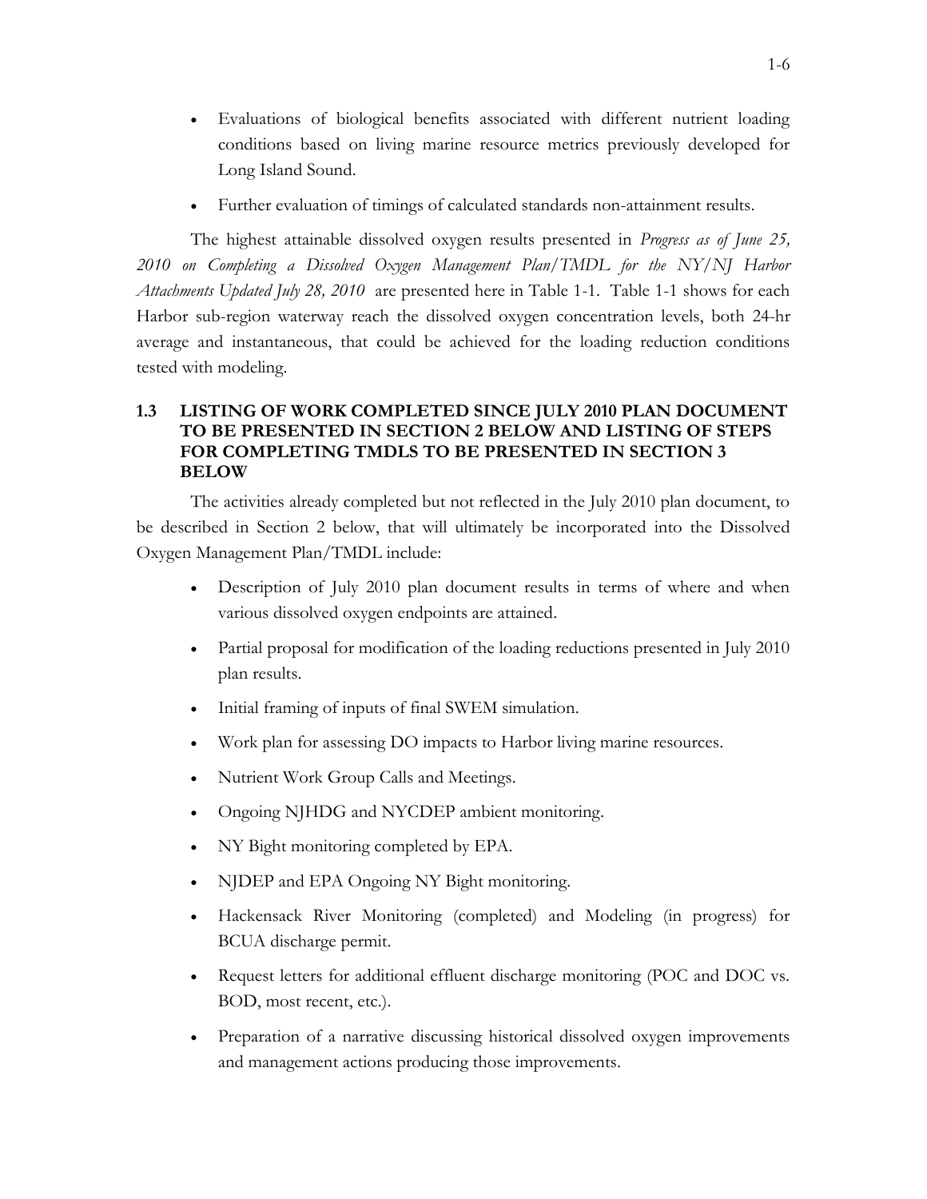- Evaluations of biological benefits associated with different nutrient loading conditions based on living marine resource metrics previously developed for Long Island Sound.
- Further evaluation of timings of calculated standards non-attainment results.

The highest attainable dissolved oxygen results presented in *Progress as of June 25, 2010 on Completing a Dissolved Oxygen Management Plan/TMDL for the NY/NJ Harbor Attachments Updated July 28, 2010* are presented here in Table 1-1. Table 1-1 shows for each Harbor sub-region waterway reach the dissolved oxygen concentration levels, both 24-hr average and instantaneous, that could be achieved for the loading reduction conditions tested with modeling.

### 1.3 LISTING OF WORK COMPLETED SINCE JULY 2010 PLAN DOCUMENT TO BE PRESENTED IN SECTION 2 BELOW AND LISTING OF STEPS FOR COMPLETING TMDLS TO BE PRESENTED IN SECTION 3 BELOW

The activities already completed but not reflected in the July 2010 plan document, to be described in Section 2 below, that will ultimately be incorporated into the Dissolved Oxygen Management Plan/TMDL include:

- Description of July 2010 plan document results in terms of where and when various dissolved oxygen endpoints are attained.
- Partial proposal for modification of the loading reductions presented in July 2010 plan results.
- Initial framing of inputs of final SWEM simulation.
- Work plan for assessing DO impacts to Harbor living marine resources.
- Nutrient Work Group Calls and Meetings.
- Ongoing NJHDG and NYCDEP ambient monitoring.
- NY Bight monitoring completed by EPA.
- NJDEP and EPA Ongoing NY Bight monitoring.
- Hackensack River Monitoring (completed) and Modeling (in progress) for BCUA discharge permit.
- Request letters for additional effluent discharge monitoring (POC and DOC vs. BOD, most recent, etc.).
- Preparation of a narrative discussing historical dissolved oxygen improvements and management actions producing those improvements.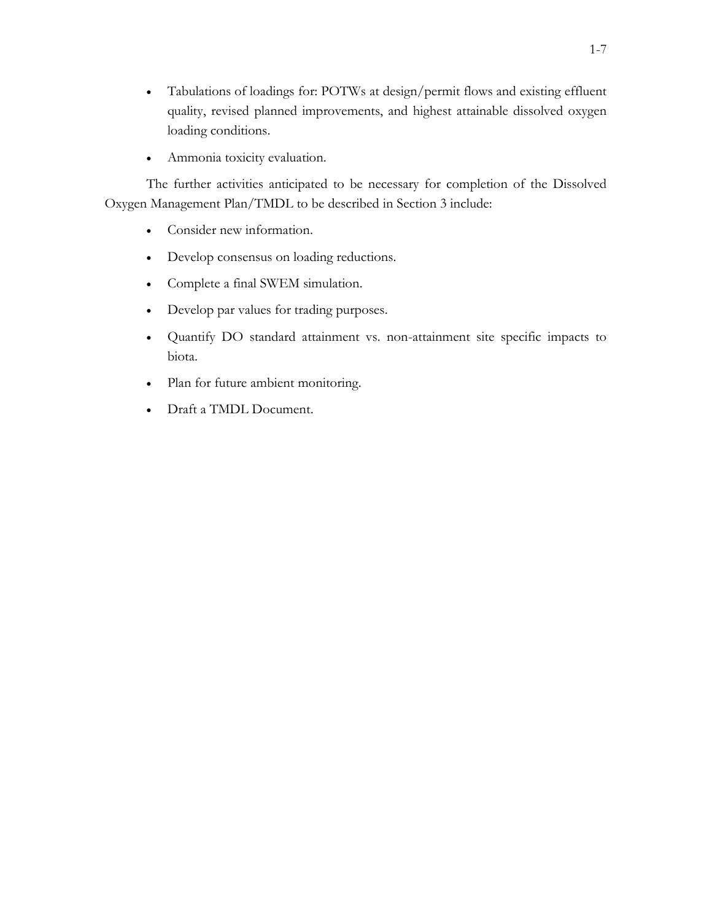- Tabulations of loadings for: POTWs at design/permit flows and existing effluent quality, revised planned improvements, and highest attainable dissolved oxygen loading conditions.
- Ammonia toxicity evaluation.

The further activities anticipated to be necessary for completion of the Dissolved Oxygen Management Plan/TMDL to be described in Section 3 include:

- Consider new information.
- Develop consensus on loading reductions.
- Complete a final SWEM simulation.
- Develop par values for trading purposes.
- Quantify DO standard attainment vs. non-attainment site specific impacts to biota.
- Plan for future ambient monitoring.
- Draft a TMDL Document.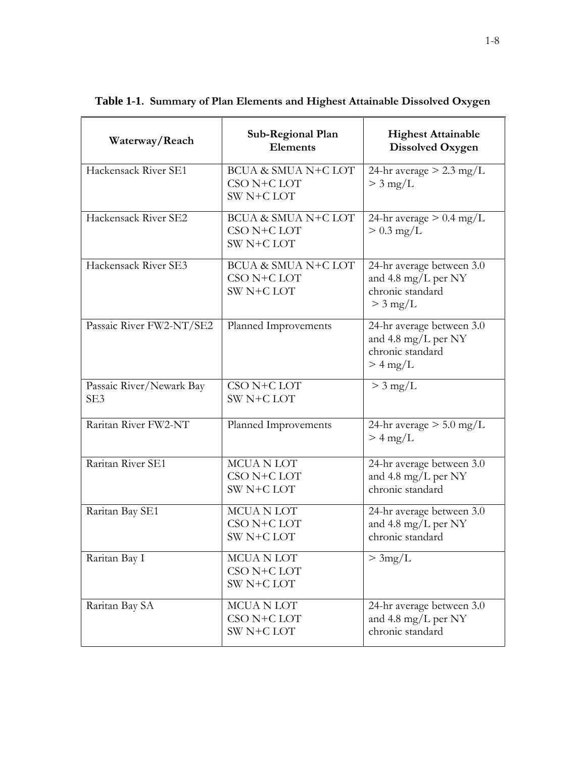**Table 1-1. Summary of Plan Elements and Highest Attainable Dissolved Oxygen**

| Waterway/Reach | Sub-Regional Plan Elements | Highest Attainable Dissolved Oxygen |
|---|---|---|
| Hackensack River SE1 | BCUA & SMUA N+C LOT<br>CSO N+C LOT<br>SW N+C LOT | 24-hr average > 2.3 mg/L<br>> 3 mg/L |
| Hackensack River SE2 | BCUA & SMUA N+C LOT<br>CSO N+C LOT<br>SW N+C LOT | 24-hr average > 0.4 mg/L<br>> 0.3 mg/L |
| Hackensack River SE3 | BCUA & SMUA N+C LOT<br>CSO N+C LOT<br>SW N+C LOT | 24-hr average between 3.0 and 4.8 mg/L per NY chronic standard<br>> 3 mg/L |
| Passaic River FW2-NT/SE2 | Planned Improvements | 24-hr average between 3.0 and 4.8 mg/L per NY chronic standard<br>> 4 mg/L |
| Passaic River/Newark Bay SE3 | CSO N+C LOT<br>SW N+C LOT | > 3 mg/L |
| Raritan River FW2-NT | Planned Improvements | 24-hr average > 5.0 mg/L<br>> 4 mg/L |
| Raritan River SE1 | MCUA N LOT<br>CSO N+C LOT<br>SW N+C LOT | 24-hr average between 3.0 and 4.8 mg/L per NY chronic standard |
| Raritan Bay SE1 | MCUA N LOT<br>CSO N+C LOT<br>SW N+C LOT | 24-hr average between 3.0 and 4.8 mg/L per NY chronic standard |
| Raritan Bay I | MCUA N LOT<br>CSO N+C LOT<br>SW N+C LOT | > 3mg/L |
| Raritan Bay SA | MCUA N LOT<br>CSO N+C LOT<br>SW N+C LOT | 24-hr average between 3.0 and 4.8 mg/L per NY chronic standard |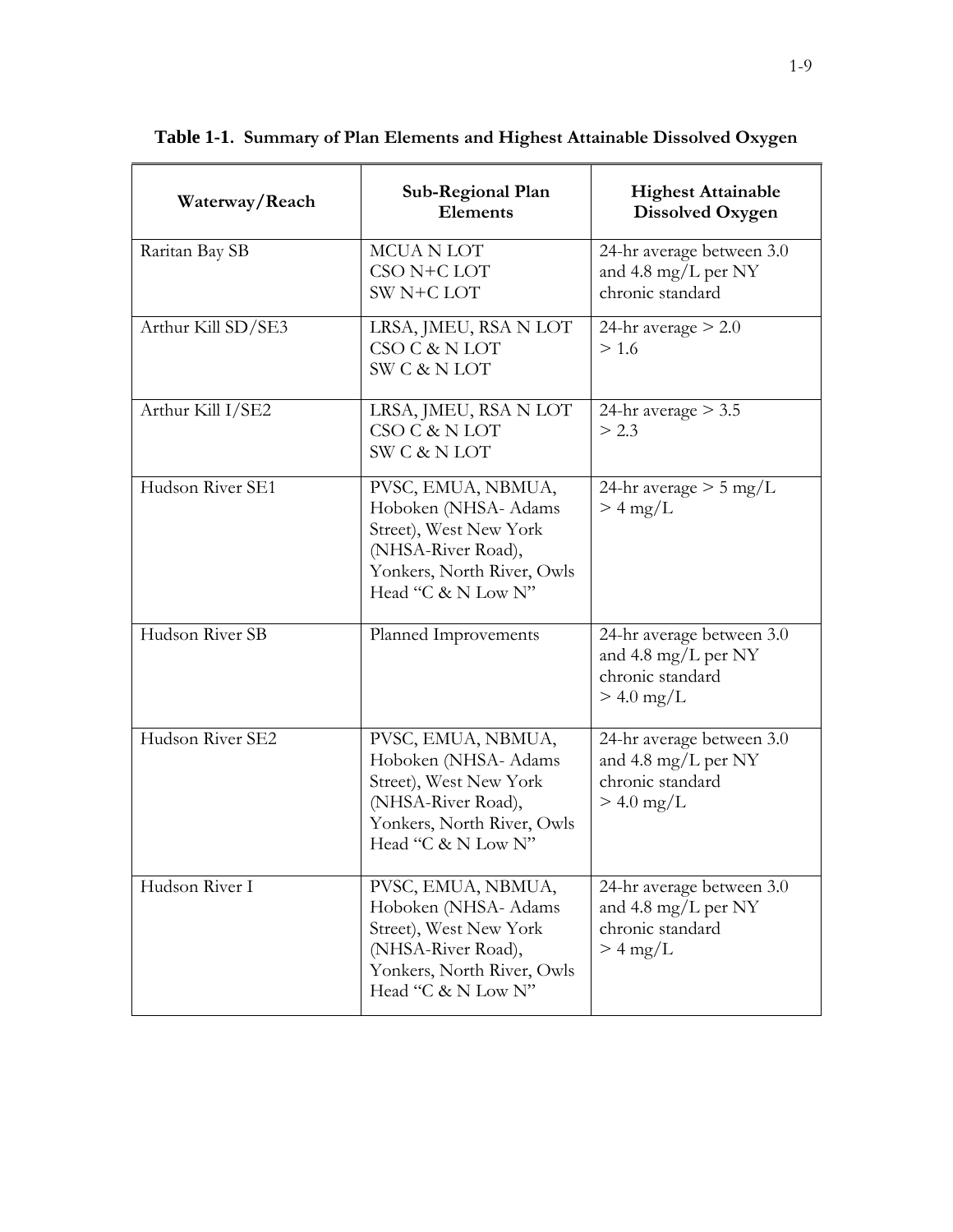**Table 1-1. Summary of Plan Elements and Highest Attainable Dissolved Oxygen**

| Waterway/Reach | Sub-Regional Plan Elements | Highest Attainable Dissolved Oxygen |
|---|---|---|
| Raritan Bay SB | MCUA N LOT<br>CSO N+C LOT<br>SW N+C LOT | 24-hr average between 3.0 and 4.8 mg/L per NY chronic standard |
| Arthur Kill SD/SE3 | LRSA, JMEU, RSA N LOT<br>CSO C & N LOT<br>SW C & N LOT | 24-hr average > 2.0<br>> 1.6 |
| Arthur Kill I/SE2 | LRSA, JMEU, RSA N LOT<br>CSO C & N LOT<br>SW C & N LOT | 24-hr average > 3.5<br>> 2.3 |
| Hudson River SE1 | PVSC, EMUA, NBMUA, Hoboken (NHSA- Adams Street), West New York (NHSA-River Road), Yonkers, North River, Owls Head "C & N Low N" | 24-hr average > 5 mg/L<br>> 4 mg/L |
| Hudson River SB | Planned Improvements | 24-hr average between 3.0 and 4.8 mg/L per NY chronic standard<br>> 4.0 mg/L |
| Hudson River SE2 | PVSC, EMUA, NBMUA, Hoboken (NHSA- Adams Street), West New York (NHSA-River Road), Yonkers, North River, Owls Head "C & N Low N" | 24-hr average between 3.0 and 4.8 mg/L per NY chronic standard<br>> 4.0 mg/L |
| Hudson River I | PVSC, EMUA, NBMUA, Hoboken (NHSA- Adams Street), West New York (NHSA-River Road), Yonkers, North River, Owls Head "C & N Low N" | 24-hr average between 3.0 and 4.8 mg/L per NY chronic standard<br>> 4 mg/L |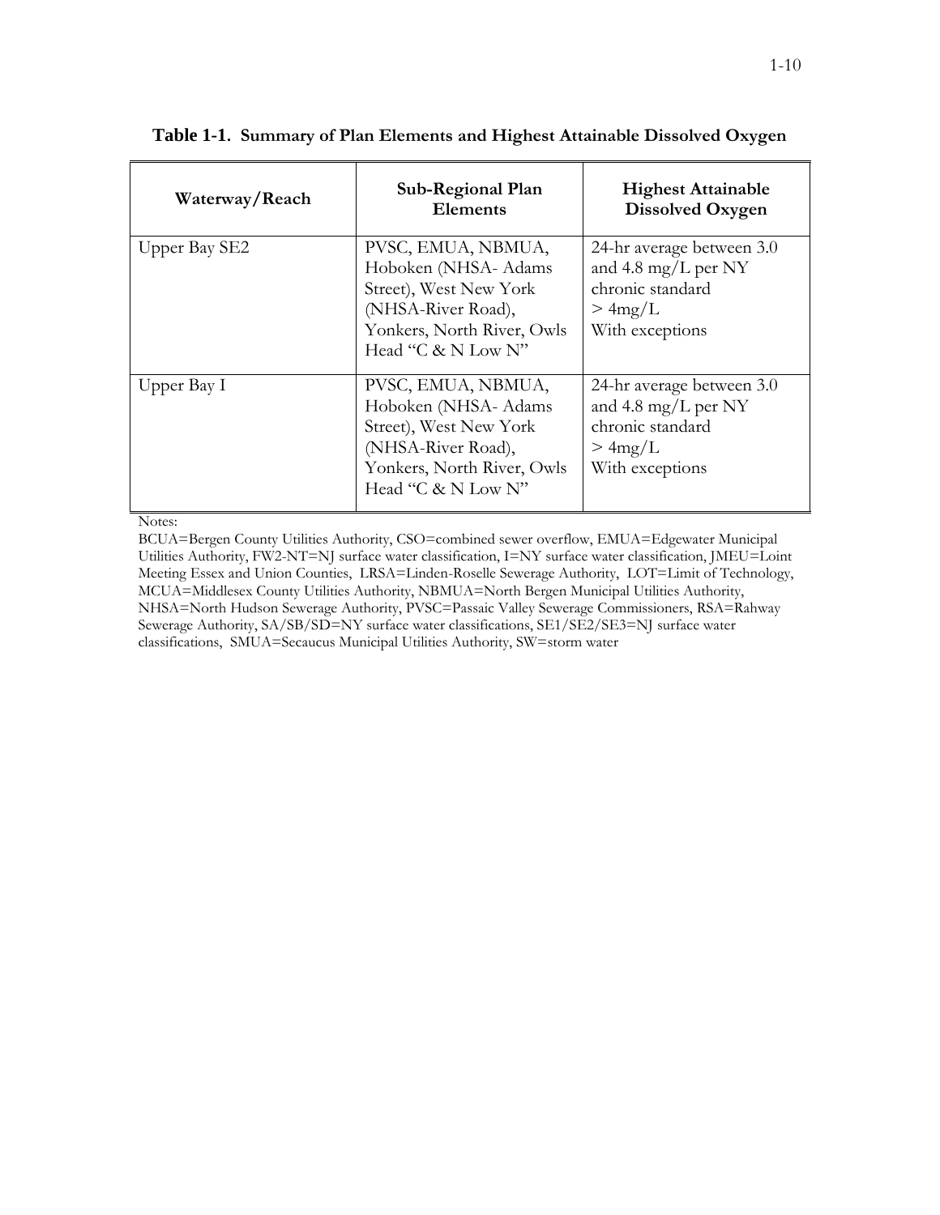**Table 1-1. Summary of Plan Elements and Highest Attainable Dissolved Oxygen**

| Waterway/Reach | Sub-Regional Plan Elements | Highest Attainable Dissolved Oxygen |
|---|---|---|
| Upper Bay SE2 | PVSC, EMUA, NBMUA, Hoboken (NHSA- Adams Street), West New York (NHSA-River Road), Yonkers, North River, Owls Head "C & N Low N" | 24-hr average between 3.0 and 4.8 mg/L per NY chronic standard<br>> 4mg/L<br>With exceptions |
| Upper Bay I | PVSC, EMUA, NBMUA, Hoboken (NHSA- Adams Street), West New York (NHSA-River Road), Yonkers, North River, Owls Head "C & N Low N" | 24-hr average between 3.0 and 4.8 mg/L per NY chronic standard<br>> 4mg/L<br>With exceptions |

Notes:

BCUA=Bergen County Utilities Authority, CSO=combined sewer overflow, EMUA=Edgewater Municipal Utilities Authority, FW2-NT=NJ surface water classification, I=NY surface water classification, JMEU=Loint Meeting Essex and Union Counties, LRSA=Linden-Roselle Sewerage Authority, LOT=Limit of Technology, MCUA=Middlesex County Utilities Authority, NBMUA=North Bergen Municipal Utilities Authority, NHSA=North Hudson Sewerage Authority, PVSC=Passaic Valley Sewerage Commissioners, RSA=Rahway Sewerage Authority, SA/SB/SD=NY surface water classifications, SE1/SE2/SE3=NJ surface water classifications, SMUA=Secaucus Municipal Utilities Authority, SW=storm water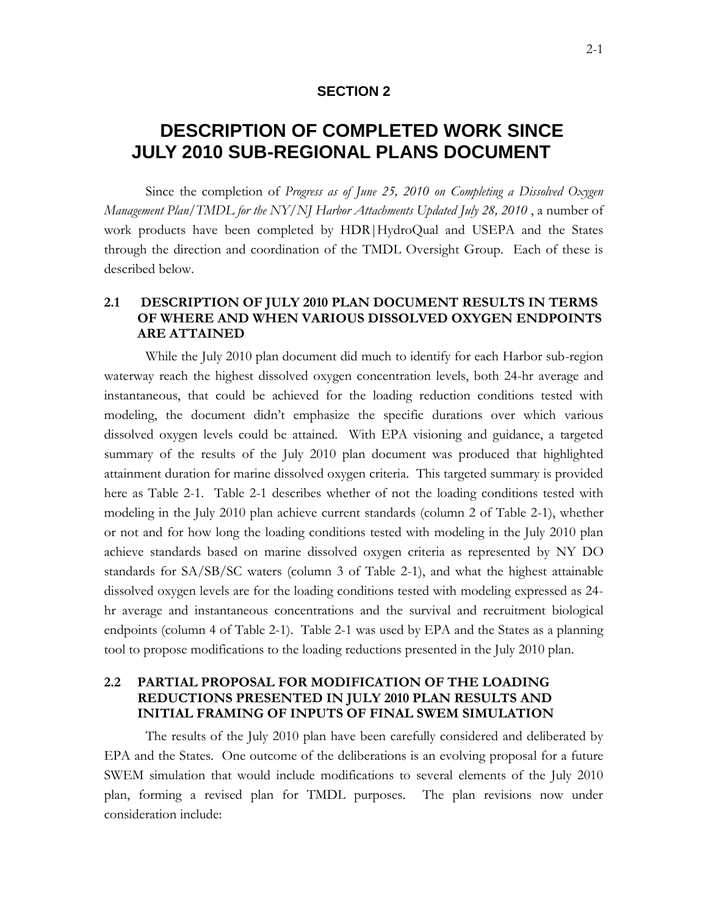# SECTION 2

# DESCRIPTION OF COMPLETED WORK SINCE JULY 2010 SUB-REGIONAL PLANS DOCUMENT

Since the completion of *Progress as of June 25, 2010 on Completing a Dissolved Oxygen Management Plan/TMDL for the NY/NJ Harbor Attachments Updated July 28, 2010* , a number of work products have been completed by HDR|HydroQual and USEPA and the States through the direction and coordination of the TMDL Oversight Group. Each of these is described below.

## 2.1 DESCRIPTION OF JULY 2010 PLAN DOCUMENT RESULTS IN TERMS OF WHERE AND WHEN VARIOUS DISSOLVED OXYGEN ENDPOINTS ARE ATTAINED

While the July 2010 plan document did much to identify for each Harbor sub-region waterway reach the highest dissolved oxygen concentration levels, both 24-hr average and instantaneous, that could be achieved for the loading reduction conditions tested with modeling, the document didn't emphasize the specific durations over which various dissolved oxygen levels could be attained. With EPA visioning and guidance, a targeted summary of the results of the July 2010 plan document was produced that highlighted attainment duration for marine dissolved oxygen criteria. This targeted summary is provided here as Table 2-1. Table 2-1 describes whether of not the loading conditions tested with modeling in the July 2010 plan achieve current standards (column 2 of Table 2-1), whether or not and for how long the loading conditions tested with modeling in the July 2010 plan achieve standards based on marine dissolved oxygen criteria as represented by NY DO standards for SA/SB/SC waters (column 3 of Table 2-1), and what the highest attainable dissolved oxygen levels are for the loading conditions tested with modeling expressed as 24-hr average and instantaneous concentrations and the survival and recruitment biological endpoints (column 4 of Table 2-1). Table 2-1 was used by EPA and the States as a planning tool to propose modifications to the loading reductions presented in the July 2010 plan.

## 2.2 PARTIAL PROPOSAL FOR MODIFICATION OF THE LOADING REDUCTIONS PRESENTED IN JULY 2010 PLAN RESULTS AND INITIAL FRAMING OF INPUTS OF FINAL SWEM SIMULATION

The results of the July 2010 plan have been carefully considered and deliberated by EPA and the States. One outcome of the deliberations is an evolving proposal for a future SWEM simulation that would include modifications to several elements of the July 2010 plan, forming a revised plan for TMDL purposes. The plan revisions now under consideration include: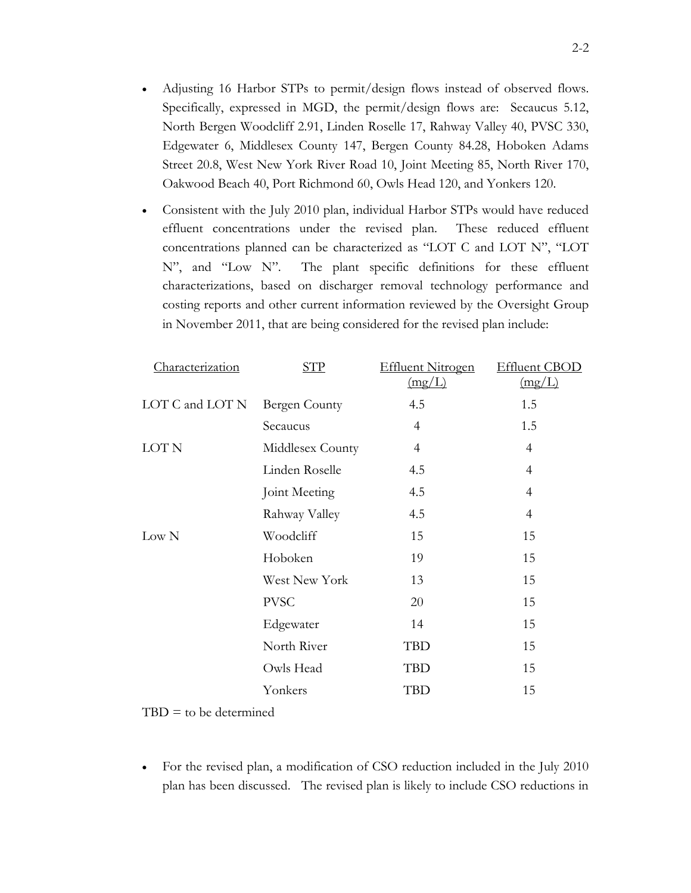- Adjusting 16 Harbor STPs to permit/design flows instead of observed flows. Specifically, expressed in MGD, the permit/design flows are: Secaucus 5.12, North Bergen Woodcliff 2.91, Linden Roselle 17, Rahway Valley 40, PVSC 330, Edgewater 6, Middlesex County 147, Bergen County 84.28, Hoboken Adams Street 20.8, West New York River Road 10, Joint Meeting 85, North River 170, Oakwood Beach 40, Port Richmond 60, Owls Head 120, and Yonkers 120.

- Consistent with the July 2010 plan, individual Harbor STPs would have reduced effluent concentrations under the revised plan. These reduced effluent concentrations planned can be characterized as "LOT C and LOT N", "LOT N", and "Low N". The plant specific definitions for these effluent characterizations, based on discharger removal technology performance and costing reports and other current information reviewed by the Oversight Group in November 2011, that are being considered for the revised plan include:

| Characterization | STP | Effluent Nitrogen (mg/L) | Effluent CBOD (mg/L) |
|---|---|---|---|
| LOT C and LOT N | Bergen County | 4.5 | 1.5 |
| | Secaucus | 4 | 1.5 |
| LOT N | Middlesex County | 4 | 4 |
| | Linden Roselle | 4.5 | 4 |
| | Joint Meeting | 4.5 | 4 |
| | Rahway Valley | 4.5 | 4 |
| Low N | Woodcliff | 15 | 15 |
| | Hoboken | 19 | 15 |
| | West New York | 13 | 15 |
| | PVSC | 20 | 15 |
| | Edgewater | 14 | 15 |
| | North River | TBD | 15 |
| | Owls Head | TBD | 15 |
| | Yonkers | TBD | 15 |

TBD = to be determined

- For the revised plan, a modification of CSO reduction included in the July 2010 plan has been discussed. The revised plan is likely to include CSO reductions in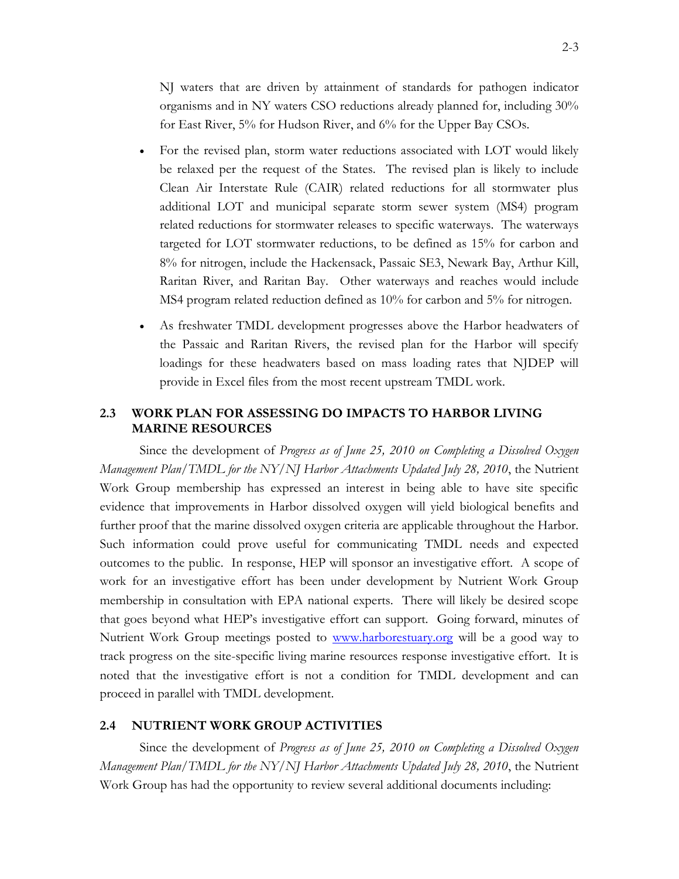NJ waters that are driven by attainment of standards for pathogen indicator organisms and in NY waters CSO reductions already planned for, including 30% for East River, 5% for Hudson River, and 6% for the Upper Bay CSOs.

- For the revised plan, storm water reductions associated with LOT would likely be relaxed per the request of the States. The revised plan is likely to include Clean Air Interstate Rule (CAIR) related reductions for all stormwater plus additional LOT and municipal separate storm sewer system (MS4) program related reductions for stormwater releases to specific waterways. The waterways targeted for LOT stormwater reductions, to be defined as 15% for carbon and 8% for nitrogen, include the Hackensack, Passaic SE3, Newark Bay, Arthur Kill, Raritan River, and Raritan Bay. Other waterways and reaches would include MS4 program related reduction defined as 10% for carbon and 5% for nitrogen.
- As freshwater TMDL development progresses above the Harbor headwaters of the Passaic and Raritan Rivers, the revised plan for the Harbor will specify loadings for these headwaters based on mass loading rates that NJDEP will provide in Excel files from the most recent upstream TMDL work.

## 2.3 WORK PLAN FOR ASSESSING DO IMPACTS TO HARBOR LIVING MARINE RESOURCES

Since the development of *Progress as of June 25, 2010 on Completing a Dissolved Oxygen Management Plan/TMDL for the NY/NJ Harbor Attachments Updated July 28, 2010*, the Nutrient Work Group membership has expressed an interest in being able to have site specific evidence that improvements in Harbor dissolved oxygen will yield biological benefits and further proof that the marine dissolved oxygen criteria are applicable throughout the Harbor. Such information could prove useful for communicating TMDL needs and expected outcomes to the public. In response, HEP will sponsor an investigative effort. A scope of work for an investigative effort has been under development by Nutrient Work Group membership in consultation with EPA national experts. There will likely be desired scope that goes beyond what HEP's investigative effort can support. Going forward, minutes of Nutrient Work Group meetings posted to www.harborestuary.org will be a good way to track progress on the site-specific living marine resources response investigative effort. It is noted that the investigative effort is not a condition for TMDL development and can proceed in parallel with TMDL development.

## 2.4 NUTRIENT WORK GROUP ACTIVITIES

Since the development of *Progress as of June 25, 2010 on Completing a Dissolved Oxygen Management Plan/TMDL for the NY/NJ Harbor Attachments Updated July 28, 2010*, the Nutrient Work Group has had the opportunity to review several additional documents including: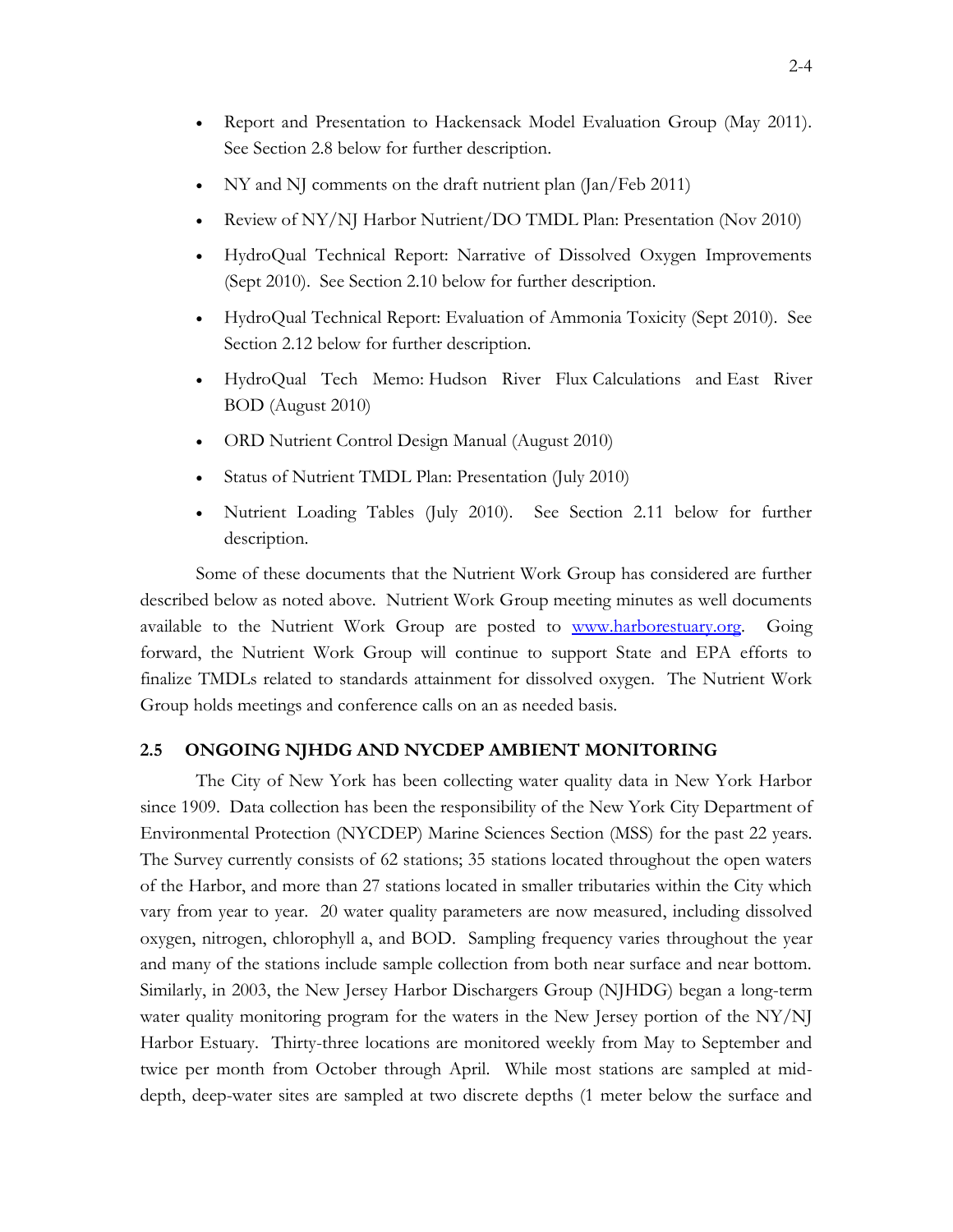- Report and Presentation to Hackensack Model Evaluation Group (May 2011). See Section 2.8 below for further description.
- NY and NJ comments on the draft nutrient plan (Jan/Feb 2011)
- Review of NY/NJ Harbor Nutrient/DO TMDL Plan: Presentation (Nov 2010)
- HydroQual Technical Report: Narrative of Dissolved Oxygen Improvements (Sept 2010). See Section 2.10 below for further description.
- HydroQual Technical Report: Evaluation of Ammonia Toxicity (Sept 2010). See Section 2.12 below for further description.
- HydroQual Tech Memo: Hudson River Flux Calculations and East River BOD (August 2010)
- ORD Nutrient Control Design Manual (August 2010)
- Status of Nutrient TMDL Plan: Presentation (July 2010)
- Nutrient Loading Tables (July 2010). See Section 2.11 below for further description.

Some of these documents that the Nutrient Work Group has considered are further described below as noted above. Nutrient Work Group meeting minutes as well documents available to the Nutrient Work Group are posted to www.harborestuary.org. Going forward, the Nutrient Work Group will continue to support State and EPA efforts to finalize TMDLs related to standards attainment for dissolved oxygen. The Nutrient Work Group holds meetings and conference calls on an as needed basis.

## 2.5 ONGOING NJHDG AND NYCDEP AMBIENT MONITORING

The City of New York has been collecting water quality data in New York Harbor since 1909. Data collection has been the responsibility of the New York City Department of Environmental Protection (NYCDEP) Marine Sciences Section (MSS) for the past 22 years. The Survey currently consists of 62 stations; 35 stations located throughout the open waters of the Harbor, and more than 27 stations located in smaller tributaries within the City which vary from year to year. 20 water quality parameters are now measured, including dissolved oxygen, nitrogen, chlorophyll a, and BOD. Sampling frequency varies throughout the year and many of the stations include sample collection from both near surface and near bottom. Similarly, in 2003, the New Jersey Harbor Dischargers Group (NJHDG) began a long-term water quality monitoring program for the waters in the New Jersey portion of the NY/NJ Harbor Estuary. Thirty-three locations are monitored weekly from May to September and twice per month from October through April. While most stations are sampled at mid-depth, deep-water sites are sampled at two discrete depths (1 meter below the surface and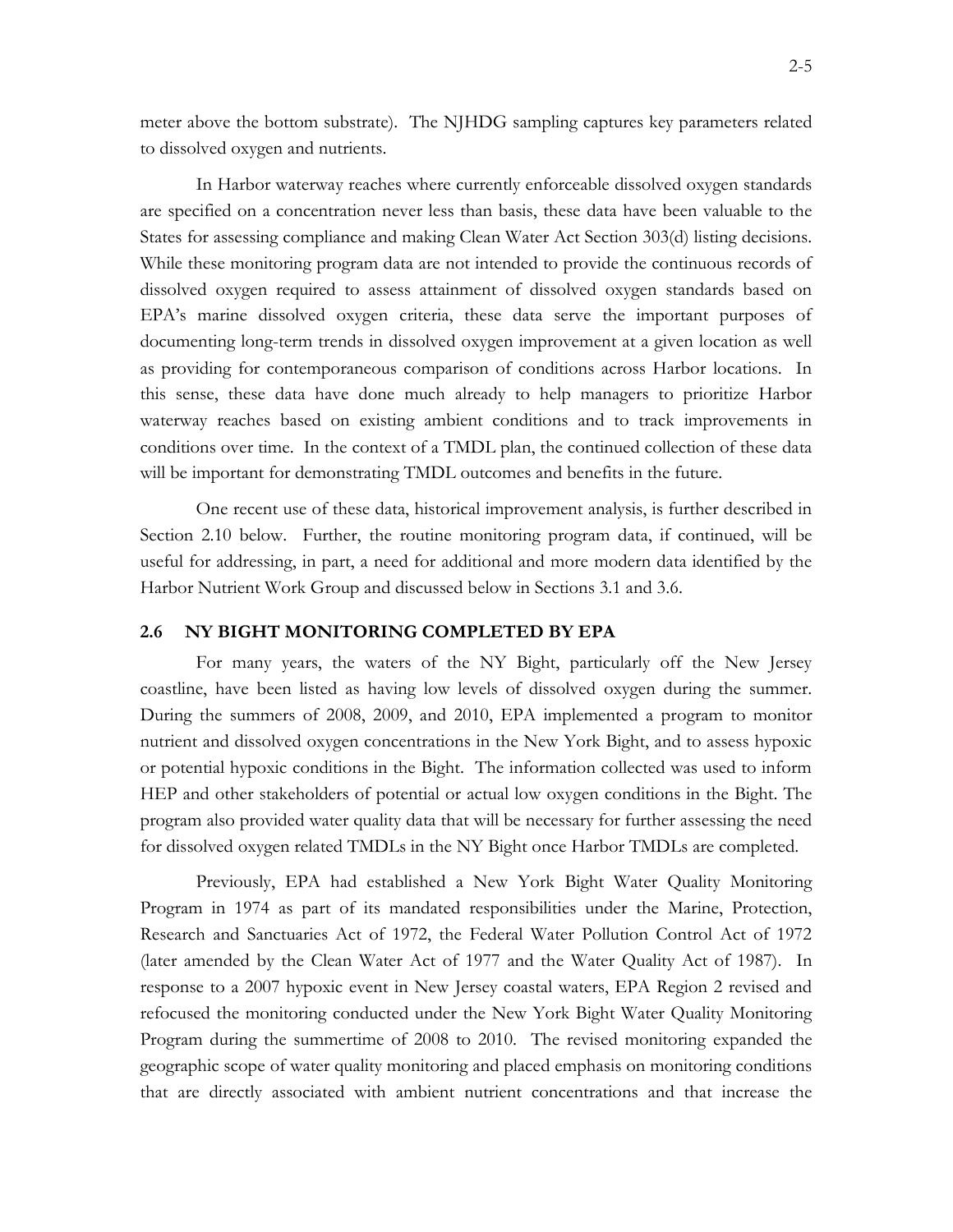meter above the bottom substrate). The NJHDG sampling captures key parameters related to dissolved oxygen and nutrients.

In Harbor waterway reaches where currently enforceable dissolved oxygen standards are specified on a concentration never less than basis, these data have been valuable to the States for assessing compliance and making Clean Water Act Section 303(d) listing decisions. While these monitoring program data are not intended to provide the continuous records of dissolved oxygen required to assess attainment of dissolved oxygen standards based on EPA's marine dissolved oxygen criteria, these data serve the important purposes of documenting long-term trends in dissolved oxygen improvement at a given location as well as providing for contemporaneous comparison of conditions across Harbor locations. In this sense, these data have done much already to help managers to prioritize Harbor waterway reaches based on existing ambient conditions and to track improvements in conditions over time. In the context of a TMDL plan, the continued collection of these data will be important for demonstrating TMDL outcomes and benefits in the future.

One recent use of these data, historical improvement analysis, is further described in Section 2.10 below. Further, the routine monitoring program data, if continued, will be useful for addressing, in part, a need for additional and more modern data identified by the Harbor Nutrient Work Group and discussed below in Sections 3.1 and 3.6.

## 2.6 NY BIGHT MONITORING COMPLETED BY EPA

For many years, the waters of the NY Bight, particularly off the New Jersey coastline, have been listed as having low levels of dissolved oxygen during the summer. During the summers of 2008, 2009, and 2010, EPA implemented a program to monitor nutrient and dissolved oxygen concentrations in the New York Bight, and to assess hypoxic or potential hypoxic conditions in the Bight. The information collected was used to inform HEP and other stakeholders of potential or actual low oxygen conditions in the Bight. The program also provided water quality data that will be necessary for further assessing the need for dissolved oxygen related TMDLs in the NY Bight once Harbor TMDLs are completed.

Previously, EPA had established a New York Bight Water Quality Monitoring Program in 1974 as part of its mandated responsibilities under the Marine, Protection, Research and Sanctuaries Act of 1972, the Federal Water Pollution Control Act of 1972 (later amended by the Clean Water Act of 1977 and the Water Quality Act of 1987). In response to a 2007 hypoxic event in New Jersey coastal waters, EPA Region 2 revised and refocused the monitoring conducted under the New York Bight Water Quality Monitoring Program during the summertime of 2008 to 2010. The revised monitoring expanded the geographic scope of water quality monitoring and placed emphasis on monitoring conditions that are directly associated with ambient nutrient concentrations and that increase the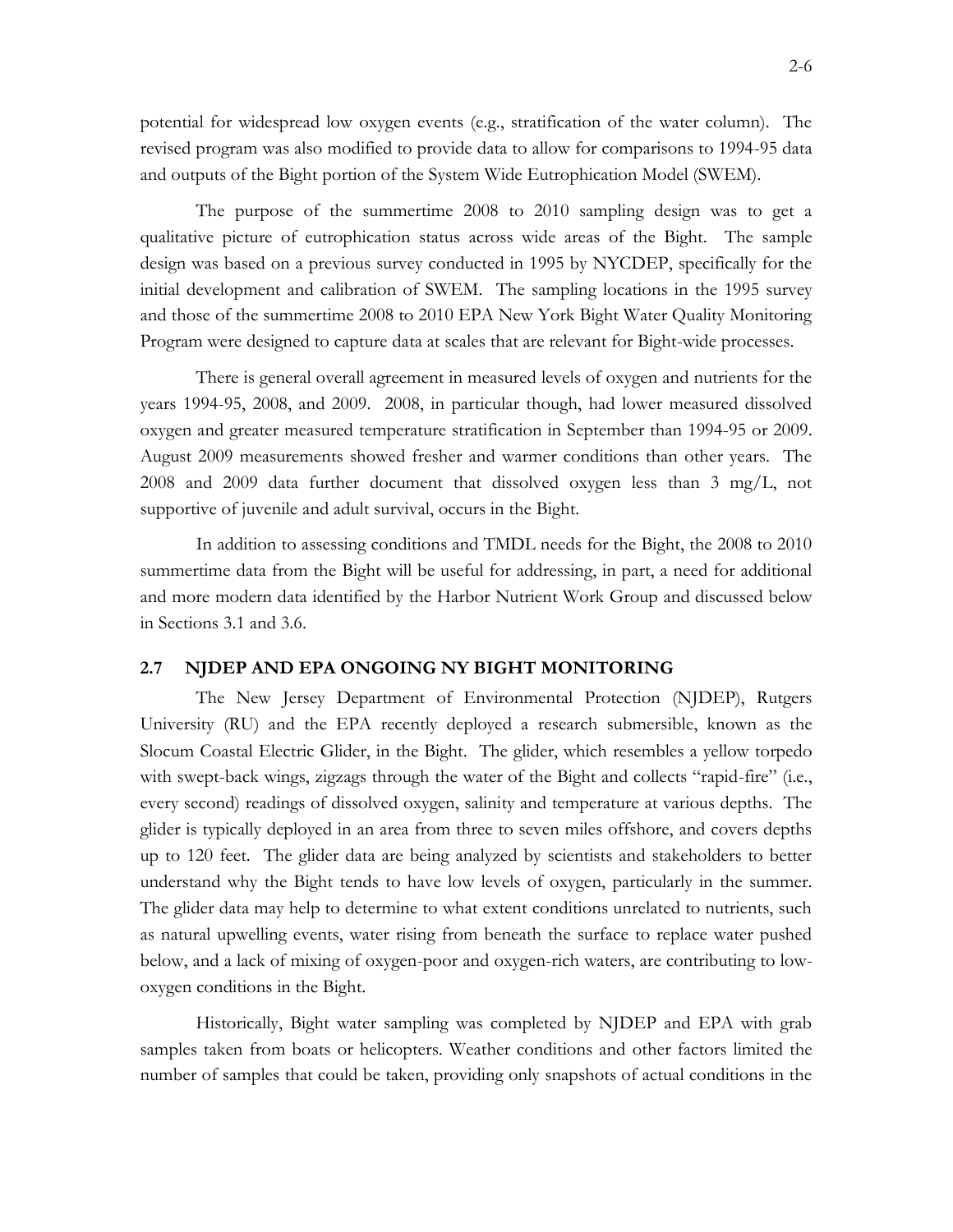potential for widespread low oxygen events (e.g., stratification of the water column). The revised program was also modified to provide data to allow for comparisons to 1994-95 data and outputs of the Bight portion of the System Wide Eutrophication Model (SWEM).

The purpose of the summertime 2008 to 2010 sampling design was to get a qualitative picture of eutrophication status across wide areas of the Bight. The sample design was based on a previous survey conducted in 1995 by NYCDEP, specifically for the initial development and calibration of SWEM. The sampling locations in the 1995 survey and those of the summertime 2008 to 2010 EPA New York Bight Water Quality Monitoring Program were designed to capture data at scales that are relevant for Bight-wide processes.

There is general overall agreement in measured levels of oxygen and nutrients for the years 1994-95, 2008, and 2009. 2008, in particular though, had lower measured dissolved oxygen and greater measured temperature stratification in September than 1994-95 or 2009. August 2009 measurements showed fresher and warmer conditions than other years. The 2008 and 2009 data further document that dissolved oxygen less than 3 mg/L, not supportive of juvenile and adult survival, occurs in the Bight.

In addition to assessing conditions and TMDL needs for the Bight, the 2008 to 2010 summertime data from the Bight will be useful for addressing, in part, a need for additional and more modern data identified by the Harbor Nutrient Work Group and discussed below in Sections 3.1 and 3.6.

## 2.7 NJDEP AND EPA ONGOING NY BIGHT MONITORING

The New Jersey Department of Environmental Protection (NJDEP), Rutgers University (RU) and the EPA recently deployed a research submersible, known as the Slocum Coastal Electric Glider, in the Bight. The glider, which resembles a yellow torpedo with swept-back wings, zigzags through the water of the Bight and collects "rapid-fire" (i.e., every second) readings of dissolved oxygen, salinity and temperature at various depths. The glider is typically deployed in an area from three to seven miles offshore, and covers depths up to 120 feet. The glider data are being analyzed by scientists and stakeholders to better understand why the Bight tends to have low levels of oxygen, particularly in the summer. The glider data may help to determine to what extent conditions unrelated to nutrients, such as natural upwelling events, water rising from beneath the surface to replace water pushed below, and a lack of mixing of oxygen-poor and oxygen-rich waters, are contributing to low-oxygen conditions in the Bight.

Historically, Bight water sampling was completed by NJDEP and EPA with grab samples taken from boats or helicopters. Weather conditions and other factors limited the number of samples that could be taken, providing only snapshots of actual conditions in the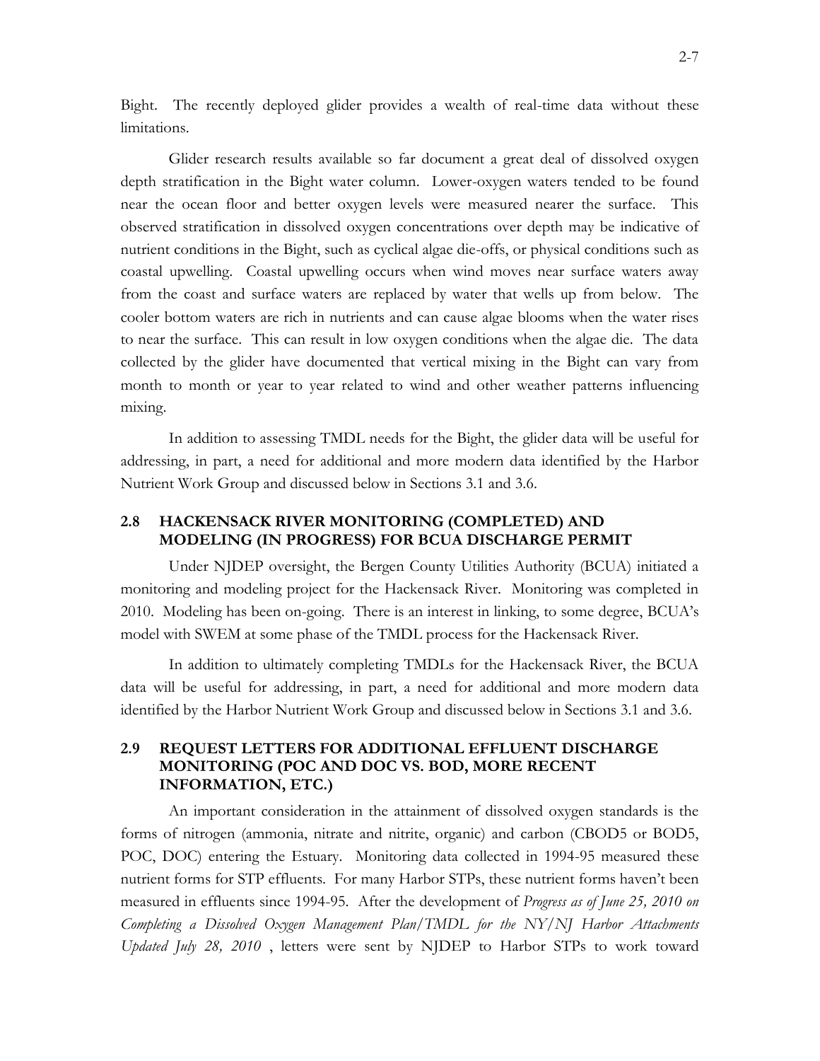Bight. The recently deployed glider provides a wealth of real-time data without these limitations.

Glider research results available so far document a great deal of dissolved oxygen depth stratification in the Bight water column. Lower-oxygen waters tended to be found near the ocean floor and better oxygen levels were measured nearer the surface. This observed stratification in dissolved oxygen concentrations over depth may be indicative of nutrient conditions in the Bight, such as cyclical algae die-offs, or physical conditions such as coastal upwelling. Coastal upwelling occurs when wind moves near surface waters away from the coast and surface waters are replaced by water that wells up from below. The cooler bottom waters are rich in nutrients and can cause algae blooms when the water rises to near the surface. This can result in low oxygen conditions when the algae die. The data collected by the glider have documented that vertical mixing in the Bight can vary from month to month or year to year related to wind and other weather patterns influencing mixing.

In addition to assessing TMDL needs for the Bight, the glider data will be useful for addressing, in part, a need for additional and more modern data identified by the Harbor Nutrient Work Group and discussed below in Sections 3.1 and 3.6.

## 2.8 HACKENSACK RIVER MONITORING (COMPLETED) AND MODELING (IN PROGRESS) FOR BCUA DISCHARGE PERMIT

Under NJDEP oversight, the Bergen County Utilities Authority (BCUA) initiated a monitoring and modeling project for the Hackensack River. Monitoring was completed in 2010. Modeling has been on-going. There is an interest in linking, to some degree, BCUA's model with SWEM at some phase of the TMDL process for the Hackensack River.

In addition to ultimately completing TMDLs for the Hackensack River, the BCUA data will be useful for addressing, in part, a need for additional and more modern data identified by the Harbor Nutrient Work Group and discussed below in Sections 3.1 and 3.6.

## 2.9 REQUEST LETTERS FOR ADDITIONAL EFFLUENT DISCHARGE MONITORING (POC AND DOC VS. BOD, MORE RECENT INFORMATION, ETC.)

An important consideration in the attainment of dissolved oxygen standards is the forms of nitrogen (ammonia, nitrate and nitrite, organic) and carbon (CBOD5 or BOD5, POC, DOC) entering the Estuary. Monitoring data collected in 1994-95 measured these nutrient forms for STP effluents. For many Harbor STPs, these nutrient forms haven't been measured in effluents since 1994-95. After the development of *Progress as of June 25, 2010 on Completing a Dissolved Oxygen Management Plan/TMDL for the NY/NJ Harbor Attachments Updated July 28, 2010* , letters were sent by NJDEP to Harbor STPs to work toward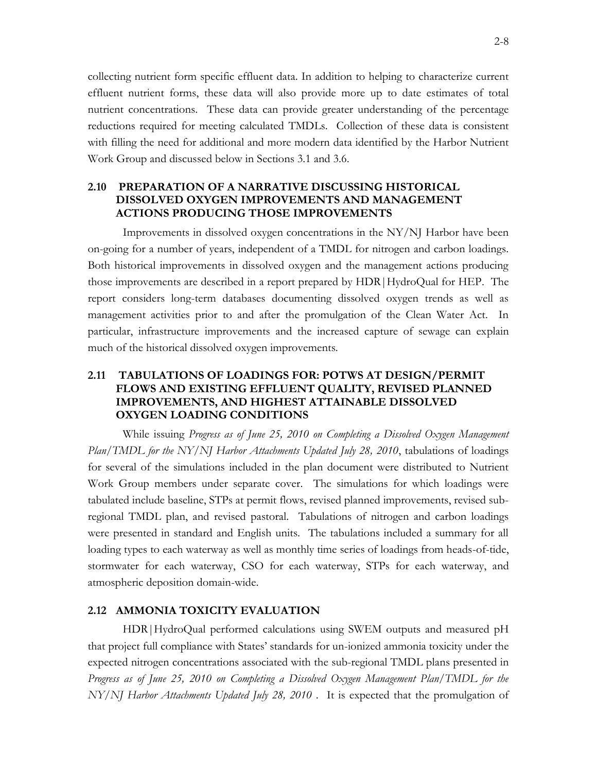collecting nutrient form specific effluent data. In addition to helping to characterize current effluent nutrient forms, these data will also provide more up to date estimates of total nutrient concentrations. These data can provide greater understanding of the percentage reductions required for meeting calculated TMDLs. Collection of these data is consistent with filling the need for additional and more modern data identified by the Harbor Nutrient Work Group and discussed below in Sections 3.1 and 3.6.

## 2.10 PREPARATION OF A NARRATIVE DISCUSSING HISTORICAL DISSOLVED OXYGEN IMPROVEMENTS AND MANAGEMENT ACTIONS PRODUCING THOSE IMPROVEMENTS

Improvements in dissolved oxygen concentrations in the NY/NJ Harbor have been on-going for a number of years, independent of a TMDL for nitrogen and carbon loadings. Both historical improvements in dissolved oxygen and the management actions producing those improvements are described in a report prepared by HDR|HydroQual for HEP. The report considers long-term databases documenting dissolved oxygen trends as well as management activities prior to and after the promulgation of the Clean Water Act. In particular, infrastructure improvements and the increased capture of sewage can explain much of the historical dissolved oxygen improvements.

## 2.11 TABULATIONS OF LOADINGS FOR: POTWS AT DESIGN/PERMIT FLOWS AND EXISTING EFFLUENT QUALITY, REVISED PLANNED IMPROVEMENTS, AND HIGHEST ATTAINABLE DISSOLVED OXYGEN LOADING CONDITIONS

While issuing *Progress as of June 25, 2010 on Completing a Dissolved Oxygen Management Plan/TMDL for the NY/NJ Harbor Attachments Updated July 28, 2010*, tabulations of loadings for several of the simulations included in the plan document were distributed to Nutrient Work Group members under separate cover. The simulations for which loadings were tabulated include baseline, STPs at permit flows, revised planned improvements, revised sub-regional TMDL plan, and revised pastoral. Tabulations of nitrogen and carbon loadings were presented in standard and English units. The tabulations included a summary for all loading types to each waterway as well as monthly time series of loadings from heads-of-tide, stormwater for each waterway, CSO for each waterway, STPs for each waterway, and atmospheric deposition domain-wide.

## 2.12 AMMONIA TOXICITY EVALUATION

HDR|HydroQual performed calculations using SWEM outputs and measured pH that project full compliance with States' standards for un-ionized ammonia toxicity under the expected nitrogen concentrations associated with the sub-regional TMDL plans presented in *Progress as of June 25, 2010 on Completing a Dissolved Oxygen Management Plan/TMDL for the NY/NJ Harbor Attachments Updated July 28, 2010* . It is expected that the promulgation of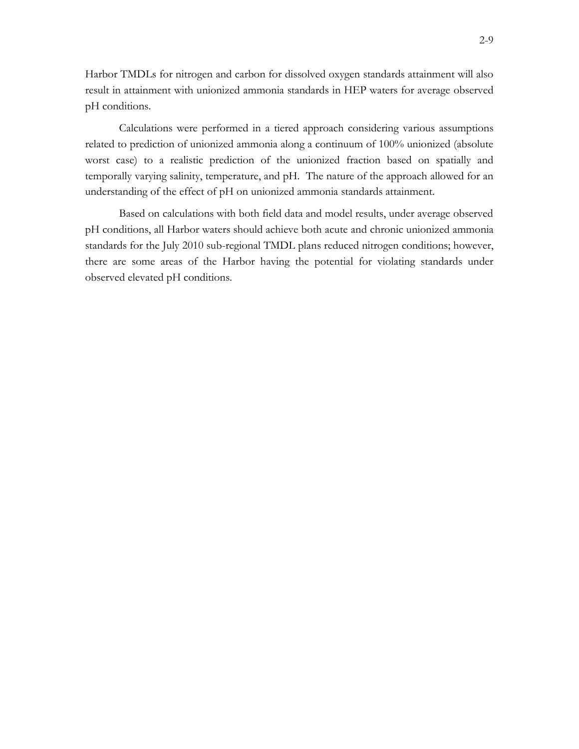Harbor TMDLs for nitrogen and carbon for dissolved oxygen standards attainment will also result in attainment with unionized ammonia standards in HEP waters for average observed pH conditions.

Calculations were performed in a tiered approach considering various assumptions related to prediction of unionized ammonia along a continuum of 100% unionized (absolute worst case) to a realistic prediction of the unionized fraction based on spatially and temporally varying salinity, temperature, and pH. The nature of the approach allowed for an understanding of the effect of pH on unionized ammonia standards attainment.

Based on calculations with both field data and model results, under average observed pH conditions, all Harbor waters should achieve both acute and chronic unionized ammonia standards for the July 2010 sub-regional TMDL plans reduced nitrogen conditions; however, there are some areas of the Harbor having the potential for violating standards under observed elevated pH conditions.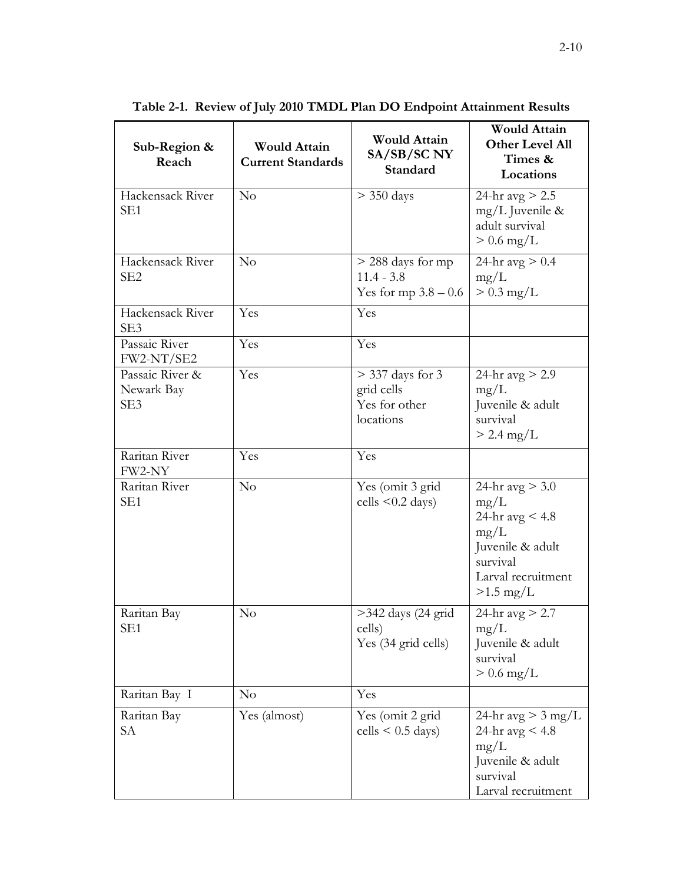**Table 2-1. Review of July 2010 TMDL Plan DO Endpoint Attainment Results**

| Sub-Region & Reach | Would Attain Current Standards | Would Attain SA/SB/SC NY Standard | Would Attain Other Level All Times & Locations |
|---|---|---|---|
| Hackensack River SE1 | No | > 350 days | 24-hr avg > 2.5 mg/L Juvenile & adult survival > 0.6 mg/L |
| Hackensack River SE2 | No | > 288 days for mp 11.4 - 3.8 Yes for mp 3.8 – 0.6 | 24-hr avg > 0.4 mg/L > 0.3 mg/L |
| Hackensack River SE3 | Yes | Yes | |
| Passaic River FW2-NT/SE2 | Yes | Yes | |
| Passaic River & Newark Bay SE3 | Yes | > 337 days for 3 grid cells Yes for other locations | 24-hr avg > 2.9 mg/L Juvenile & adult survival > 2.4 mg/L |
| Raritan River FW2-NY | Yes | Yes | |
| Raritan River SE1 | No | Yes (omit 3 grid cells <0.2 days) | 24-hr avg > 3.0 mg/L 24-hr avg < 4.8 mg/L Juvenile & adult survival Larval recruitment >1.5 mg/L |
| Raritan Bay SE1 | No | >342 days (24 grid cells) Yes (34 grid cells) | 24-hr avg > 2.7 mg/L Juvenile & adult survival > 0.6 mg/L |
| Raritan Bay I | No | Yes | |
| Raritan Bay SA | Yes (almost) | Yes (omit 2 grid cells < 0.5 days) | 24-hr avg > 3 mg/L 24-hr avg < 4.8 mg/L Juvenile & adult survival Larval recruitment |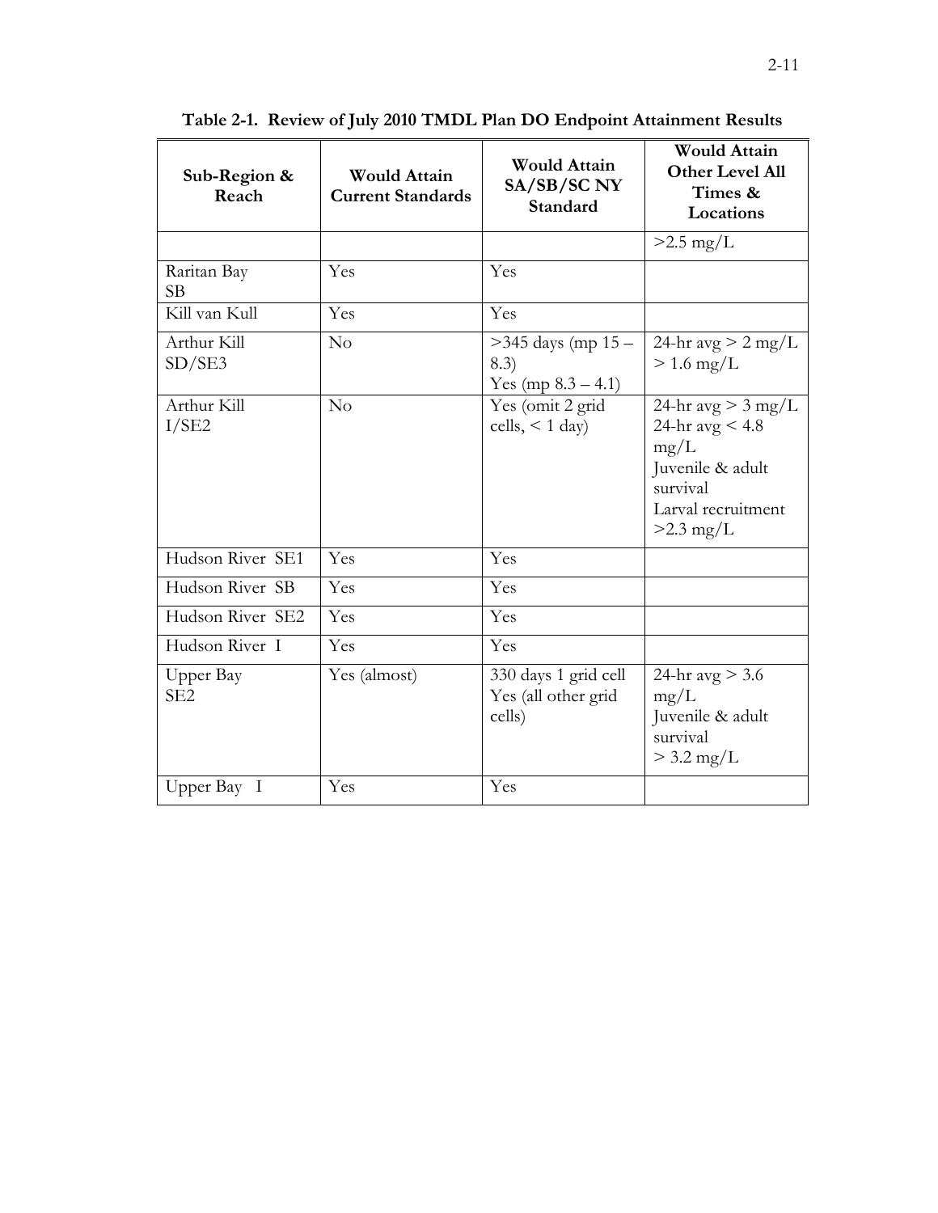**Table 2-1. Review of July 2010 TMDL Plan DO Endpoint Attainment Results**

| Sub-Region & Reach | Would Attain Current Standards | Would Attain SA/SB/SC NY Standard | Would Attain Other Level All Times & Locations |
|---|---|---|---|
| | | | >2.5 mg/L |
| Raritan Bay SB | Yes | Yes | |
| Kill van Kull | Yes | Yes | |
| Arthur Kill SD/SE3 | No | >345 days (mp 15 – 8.3) Yes (mp 8.3 – 4.1) | 24-hr avg > 2 mg/L > 1.6 mg/L |
| Arthur Kill I/SE2 | No | Yes (omit 2 grid cells, < 1 day) | 24-hr avg > 3 mg/L 24-hr avg < 4.8 mg/L Juvenile & adult survival Larval recruitment >2.3 mg/L |
| Hudson River SE1 | Yes | Yes | |
| Hudson River SB | Yes | Yes | |
| Hudson River SE2 | Yes | Yes | |
| Hudson River I | Yes | Yes | |
| Upper Bay SE2 | Yes (almost) | 330 days 1 grid cell Yes (all other grid cells) | 24-hr avg > 3.6 mg/L Juvenile & adult survival > 3.2 mg/L |
| Upper Bay I | Yes | Yes | |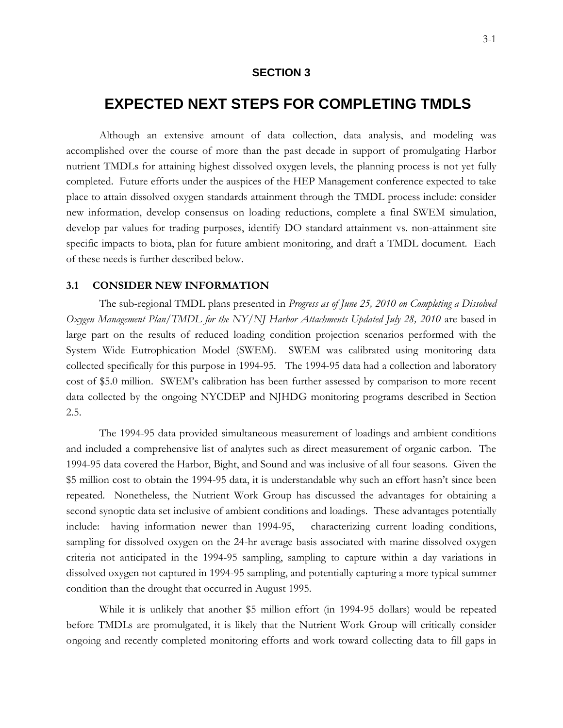## SECTION 3

# EXPECTED NEXT STEPS FOR COMPLETING TMDLS

Although an extensive amount of data collection, data analysis, and modeling was accomplished over the course of more than the past decade in support of promulgating Harbor nutrient TMDLs for attaining highest dissolved oxygen levels, the planning process is not yet fully completed. Future efforts under the auspices of the HEP Management conference expected to take place to attain dissolved oxygen standards attainment through the TMDL process include: consider new information, develop consensus on loading reductions, complete a final SWEM simulation, develop par values for trading purposes, identify DO standard attainment vs. non-attainment site specific impacts to biota, plan for future ambient monitoring, and draft a TMDL document. Each of these needs is further described below.

### 3.1 CONSIDER NEW INFORMATION

The sub-regional TMDL plans presented in *Progress as of June 25, 2010 on Completing a Dissolved Oxygen Management Plan/TMDL for the NY/NJ Harbor Attachments Updated July 28, 2010* are based in large part on the results of reduced loading condition projection scenarios performed with the System Wide Eutrophication Model (SWEM). SWEM was calibrated using monitoring data collected specifically for this purpose in 1994-95. The 1994-95 data had a collection and laboratory cost of $5.0 million. SWEM's calibration has been further assessed by comparison to more recent data collected by the ongoing NYCDEP and NJHDG monitoring programs described in Section 2.5.

The 1994-95 data provided simultaneous measurement of loadings and ambient conditions and included a comprehensive list of analytes such as direct measurement of organic carbon. The 1994-95 data covered the Harbor, Bight, and Sound and was inclusive of all four seasons. Given the $5 million cost to obtain the 1994-95 data, it is understandable why such an effort hasn't since been repeated. Nonetheless, the Nutrient Work Group has discussed the advantages for obtaining a second synoptic data set inclusive of ambient conditions and loadings. These advantages potentially include: having information newer than 1994-95, characterizing current loading conditions, sampling for dissolved oxygen on the 24-hr average basis associated with marine dissolved oxygen criteria not anticipated in the 1994-95 sampling, sampling to capture within a day variations in dissolved oxygen not captured in 1994-95 sampling, and potentially capturing a more typical summer condition than the drought that occurred in August 1995.

While it is unlikely that another $5 million effort (in 1994-95 dollars) would be repeated before TMDLs are promulgated, it is likely that the Nutrient Work Group will critically consider ongoing and recently completed monitoring efforts and work toward collecting data to fill gaps in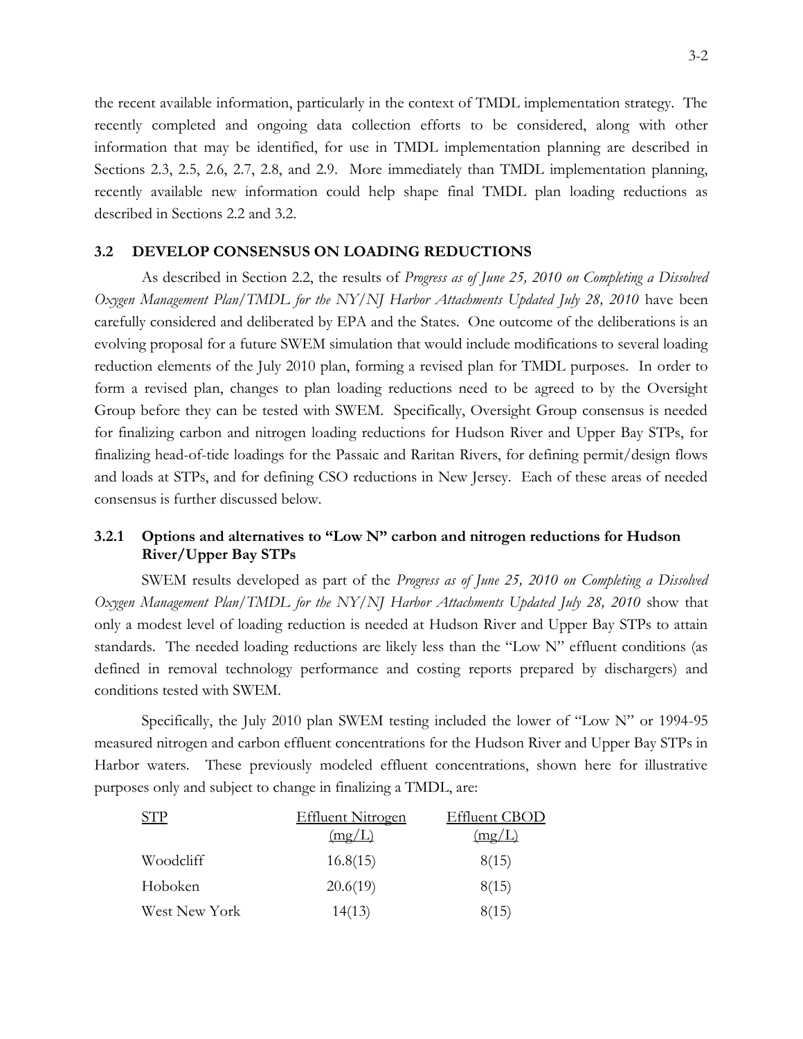the recent available information, particularly in the context of TMDL implementation strategy. The recently completed and ongoing data collection efforts to be considered, along with other information that may be identified, for use in TMDL implementation planning are described in Sections 2.3, 2.5, 2.6, 2.7, 2.8, and 2.9. More immediately than TMDL implementation planning, recently available new information could help shape final TMDL plan loading reductions as described in Sections 2.2 and 3.2.

## 3.2 DEVELOP CONSENSUS ON LOADING REDUCTIONS

As described in Section 2.2, the results of *Progress as of June 25, 2010 on Completing a Dissolved Oxygen Management Plan/TMDL for the NY/NJ Harbor Attachments Updated July 28, 2010* have been carefully considered and deliberated by EPA and the States. One outcome of the deliberations is an evolving proposal for a future SWEM simulation that would include modifications to several loading reduction elements of the July 2010 plan, forming a revised plan for TMDL purposes. In order to form a revised plan, changes to plan loading reductions need to be agreed to by the Oversight Group before they can be tested with SWEM. Specifically, Oversight Group consensus is needed for finalizing carbon and nitrogen loading reductions for Hudson River and Upper Bay STPs, for finalizing head-of-tide loadings for the Passaic and Raritan Rivers, for defining permit/design flows and loads at STPs, and for defining CSO reductions in New Jersey. Each of these areas of needed consensus is further discussed below.

### 3.2.1 Options and alternatives to "Low N" carbon and nitrogen reductions for Hudson River/Upper Bay STPs

SWEM results developed as part of the *Progress as of June 25, 2010 on Completing a Dissolved Oxygen Management Plan/TMDL for the NY/NJ Harbor Attachments Updated July 28, 2010* show that only a modest level of loading reduction is needed at Hudson River and Upper Bay STPs to attain standards. The needed loading reductions are likely less than the "Low N" effluent conditions (as defined in removal technology performance and costing reports prepared by dischargers) and conditions tested with SWEM.

Specifically, the July 2010 plan SWEM testing included the lower of "Low N" or 1994-95 measured nitrogen and carbon effluent concentrations for the Hudson River and Upper Bay STPs in Harbor waters. These previously modeled effluent concentrations, shown here for illustrative purposes only and subject to change in finalizing a TMDL, are:

| STP | Effluent Nitrogen (mg/L) | Effluent CBOD (mg/L) |
|---|---|---|
| Woodcliff | 16.8(15) | 8(15) |
| Hoboken | 20.6(19) | 8(15) |
| West New York | 14(13) | 8(15) |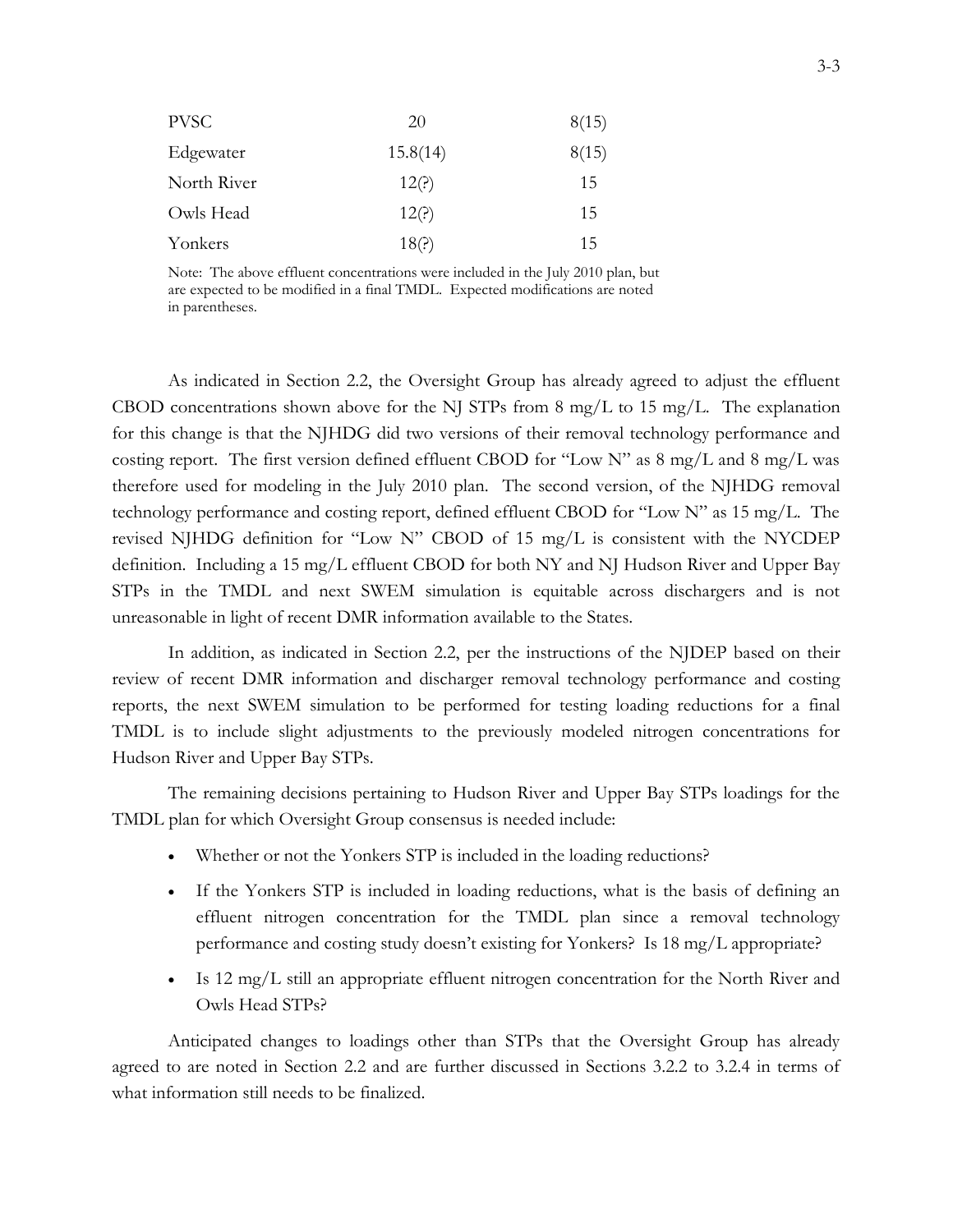| | | |
|---|---|---|
| PVSC | 20 | 8(15) |
| Edgewater | 15.8(14) | 8(15) |
| North River | 12(?) | 15 |
| Owls Head | 12(?) | 15 |
| Yonkers | 18(?) | 15 |

Note: The above effluent concentrations were included in the July 2010 plan, but are expected to be modified in a final TMDL. Expected modifications are noted in parentheses.

As indicated in Section 2.2, the Oversight Group has already agreed to adjust the effluent CBOD concentrations shown above for the NJ STPs from 8 mg/L to 15 mg/L. The explanation for this change is that the NJHDG did two versions of their removal technology performance and costing report. The first version defined effluent CBOD for "Low N" as 8 mg/L and 8 mg/L was therefore used for modeling in the July 2010 plan. The second version, of the NJHDG removal technology performance and costing report, defined effluent CBOD for "Low N" as 15 mg/L. The revised NJHDG definition for "Low N" CBOD of 15 mg/L is consistent with the NYCDEP definition. Including a 15 mg/L effluent CBOD for both NY and NJ Hudson River and Upper Bay STPs in the TMDL and next SWEM simulation is equitable across dischargers and is not unreasonable in light of recent DMR information available to the States.

In addition, as indicated in Section 2.2, per the instructions of the NJDEP based on their review of recent DMR information and discharger removal technology performance and costing reports, the next SWEM simulation to be performed for testing loading reductions for a final TMDL is to include slight adjustments to the previously modeled nitrogen concentrations for Hudson River and Upper Bay STPs.

The remaining decisions pertaining to Hudson River and Upper Bay STPs loadings for the TMDL plan for which Oversight Group consensus is needed include:

- Whether or not the Yonkers STP is included in the loading reductions?
- If the Yonkers STP is included in loading reductions, what is the basis of defining an effluent nitrogen concentration for the TMDL plan since a removal technology performance and costing study doesn't existing for Yonkers? Is 18 mg/L appropriate?
- Is 12 mg/L still an appropriate effluent nitrogen concentration for the North River and Owls Head STPs?

Anticipated changes to loadings other than STPs that the Oversight Group has already agreed to are noted in Section 2.2 and are further discussed in Sections 3.2.2 to 3.2.4 in terms of what information still needs to be finalized.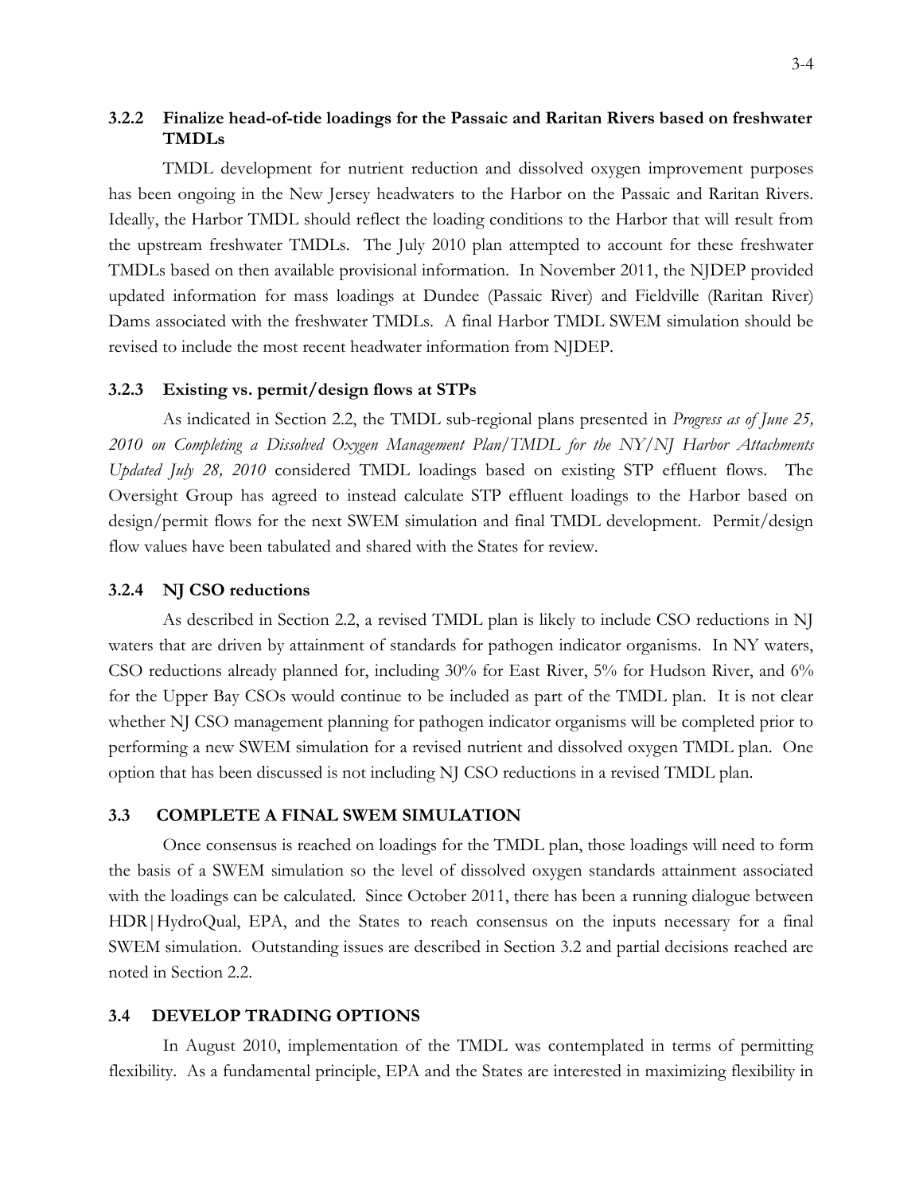### 3.2.2 Finalize head-of-tide loadings for the Passaic and Raritan Rivers based on freshwater TMDLs

TMDL development for nutrient reduction and dissolved oxygen improvement purposes has been ongoing in the New Jersey headwaters to the Harbor on the Passaic and Raritan Rivers. Ideally, the Harbor TMDL should reflect the loading conditions to the Harbor that will result from the upstream freshwater TMDLs. The July 2010 plan attempted to account for these freshwater TMDLs based on then available provisional information. In November 2011, the NJDEP provided updated information for mass loadings at Dundee (Passaic River) and Fieldville (Raritan River) Dams associated with the freshwater TMDLs. A final Harbor TMDL SWEM simulation should be revised to include the most recent headwater information from NJDEP.

### 3.2.3 Existing vs. permit/design flows at STPs

As indicated in Section 2.2, the TMDL sub-regional plans presented in *Progress as of June 25, 2010 on Completing a Dissolved Oxygen Management Plan/TMDL for the NY/NJ Harbor Attachments Updated July 28, 2010* considered TMDL loadings based on existing STP effluent flows. The Oversight Group has agreed to instead calculate STP effluent loadings to the Harbor based on design/permit flows for the next SWEM simulation and final TMDL development. Permit/design flow values have been tabulated and shared with the States for review.

### 3.2.4 NJ CSO reductions

As described in Section 2.2, a revised TMDL plan is likely to include CSO reductions in NJ waters that are driven by attainment of standards for pathogen indicator organisms. In NY waters, CSO reductions already planned for, including 30% for East River, 5% for Hudson River, and 6% for the Upper Bay CSOs would continue to be included as part of the TMDL plan. It is not clear whether NJ CSO management planning for pathogen indicator organisms will be completed prior to performing a new SWEM simulation for a revised nutrient and dissolved oxygen TMDL plan. One option that has been discussed is not including NJ CSO reductions in a revised TMDL plan.

## 3.3 COMPLETE A FINAL SWEM SIMULATION

Once consensus is reached on loadings for the TMDL plan, those loadings will need to form the basis of a SWEM simulation so the level of dissolved oxygen standards attainment associated with the loadings can be calculated. Since October 2011, there has been a running dialogue between HDR|HydroQual, EPA, and the States to reach consensus on the inputs necessary for a final SWEM simulation. Outstanding issues are described in Section 3.2 and partial decisions reached are noted in Section 2.2.

## 3.4 DEVELOP TRADING OPTIONS

In August 2010, implementation of the TMDL was contemplated in terms of permitting flexibility. As a fundamental principle, EPA and the States are interested in maximizing flexibility in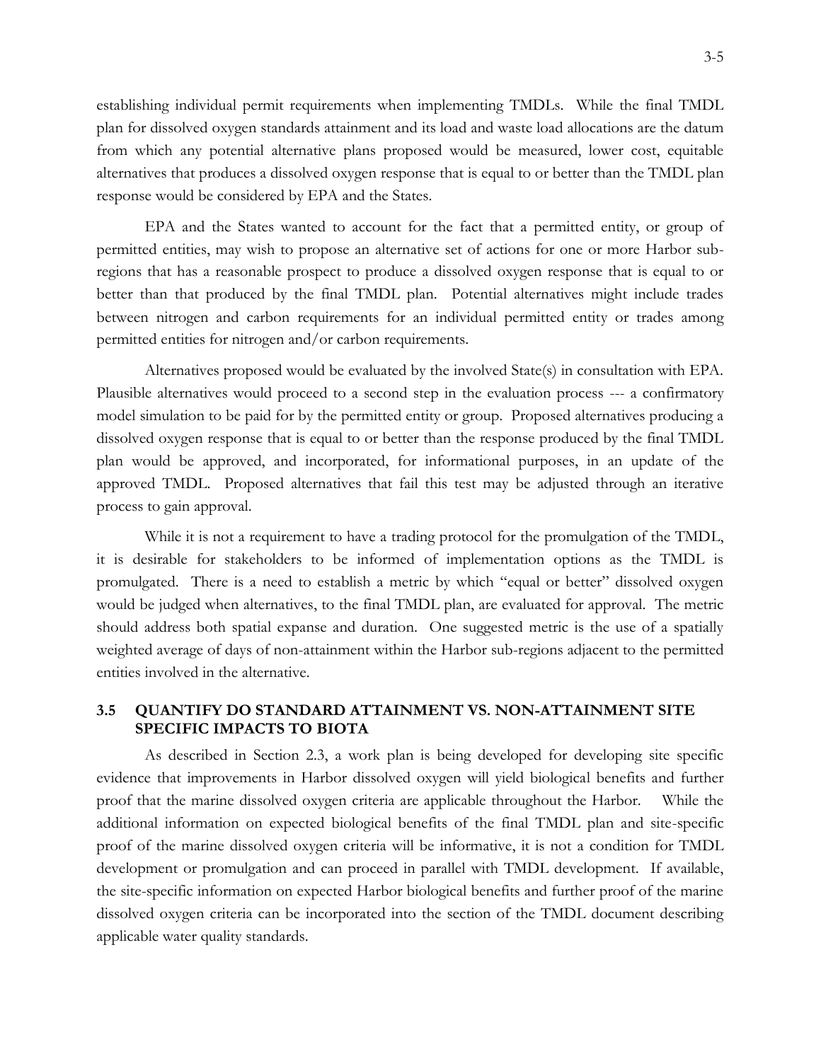establishing individual permit requirements when implementing TMDLs. While the final TMDL plan for dissolved oxygen standards attainment and its load and waste load allocations are the datum from which any potential alternative plans proposed would be measured, lower cost, equitable alternatives that produces a dissolved oxygen response that is equal to or better than the TMDL plan response would be considered by EPA and the States.

EPA and the States wanted to account for the fact that a permitted entity, or group of permitted entities, may wish to propose an alternative set of actions for one or more Harbor sub-regions that has a reasonable prospect to produce a dissolved oxygen response that is equal to or better than that produced by the final TMDL plan. Potential alternatives might include trades between nitrogen and carbon requirements for an individual permitted entity or trades among permitted entities for nitrogen and/or carbon requirements.

Alternatives proposed would be evaluated by the involved State(s) in consultation with EPA. Plausible alternatives would proceed to a second step in the evaluation process --- a confirmatory model simulation to be paid for by the permitted entity or group. Proposed alternatives producing a dissolved oxygen response that is equal to or better than the response produced by the final TMDL plan would be approved, and incorporated, for informational purposes, in an update of the approved TMDL. Proposed alternatives that fail this test may be adjusted through an iterative process to gain approval.

While it is not a requirement to have a trading protocol for the promulgation of the TMDL, it is desirable for stakeholders to be informed of implementation options as the TMDL is promulgated. There is a need to establish a metric by which "equal or better" dissolved oxygen would be judged when alternatives, to the final TMDL plan, are evaluated for approval. The metric should address both spatial expanse and duration. One suggested metric is the use of a spatially weighted average of days of non-attainment within the Harbor sub-regions adjacent to the permitted entities involved in the alternative.

## 3.5 QUANTIFY DO STANDARD ATTAINMENT VS. NON-ATTAINMENT SITE SPECIFIC IMPACTS TO BIOTA

As described in Section 2.3, a work plan is being developed for developing site specific evidence that improvements in Harbor dissolved oxygen will yield biological benefits and further proof that the marine dissolved oxygen criteria are applicable throughout the Harbor. While the additional information on expected biological benefits of the final TMDL plan and site-specific proof of the marine dissolved oxygen criteria will be informative, it is not a condition for TMDL development or promulgation and can proceed in parallel with TMDL development. If available, the site-specific information on expected Harbor biological benefits and further proof of the marine dissolved oxygen criteria can be incorporated into the section of the TMDL document describing applicable water quality standards.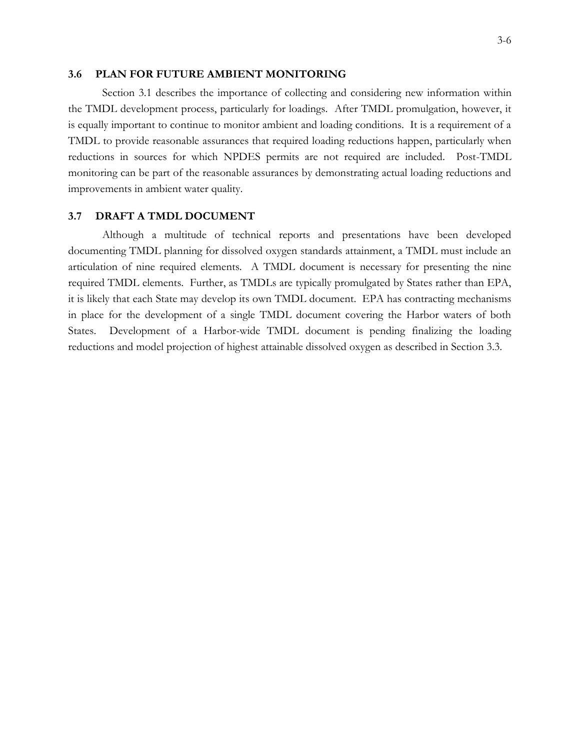### 3.6 PLAN FOR FUTURE AMBIENT MONITORING

Section 3.1 describes the importance of collecting and considering new information within the TMDL development process, particularly for loadings. After TMDL promulgation, however, it is equally important to continue to monitor ambient and loading conditions. It is a requirement of a TMDL to provide reasonable assurances that required loading reductions happen, particularly when reductions in sources for which NPDES permits are not required are included. Post-TMDL monitoring can be part of the reasonable assurances by demonstrating actual loading reductions and improvements in ambient water quality.

### 3.7 DRAFT A TMDL DOCUMENT

Although a multitude of technical reports and presentations have been developed documenting TMDL planning for dissolved oxygen standards attainment, a TMDL must include an articulation of nine required elements. A TMDL document is necessary for presenting the nine required TMDL elements. Further, as TMDLs are typically promulgated by States rather than EPA, it is likely that each State may develop its own TMDL document. EPA has contracting mechanisms in place for the development of a single TMDL document covering the Harbor waters of both States. Development of a Harbor-wide TMDL document is pending finalizing the loading reductions and model projection of highest attainable dissolved oxygen as described in Section 3.3.